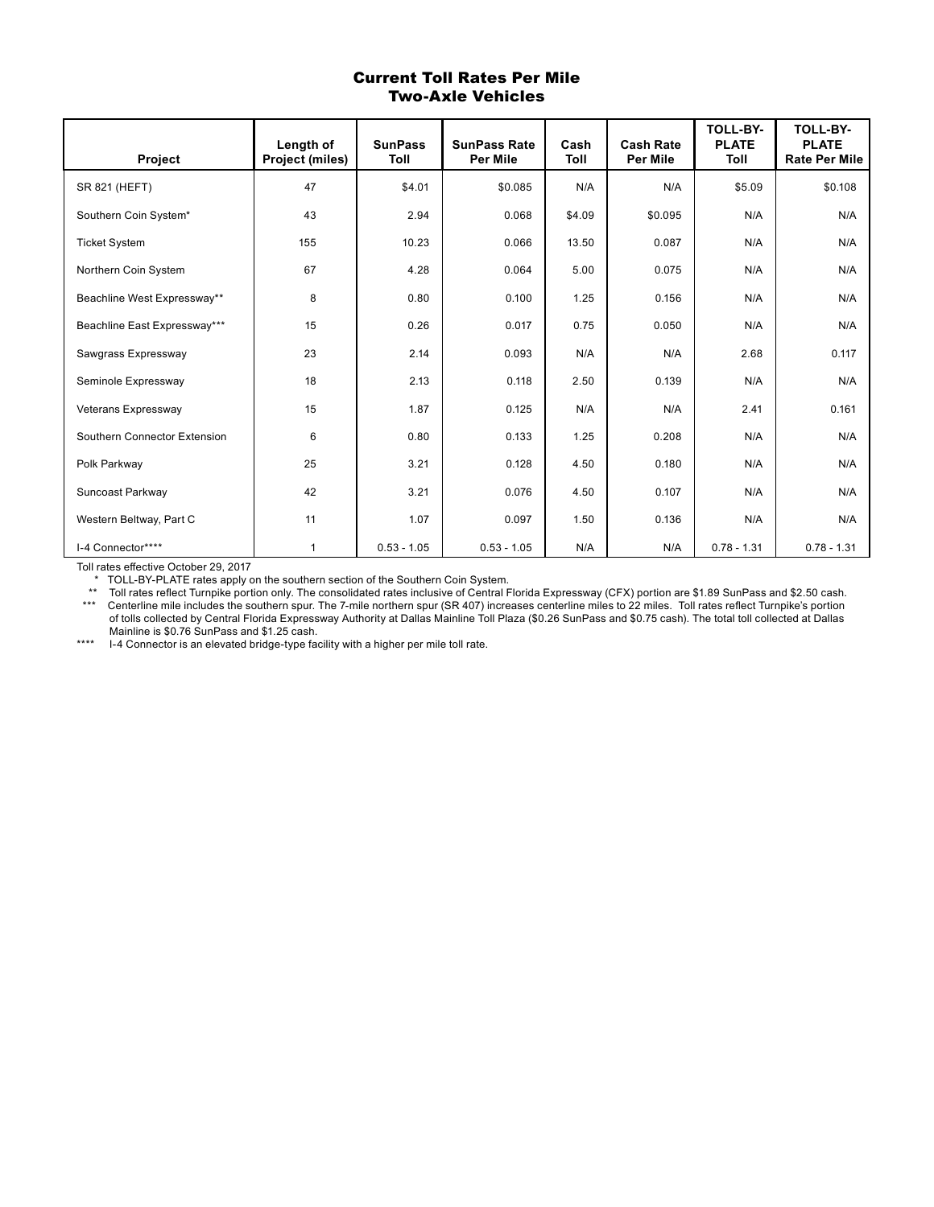# Current Toll Rates Per Mile
## Two-Axle Vehicles

| Project | Length of Project (miles) | SunPass Toll | SunPass Rate Per Mile | Cash Toll | Cash Rate Per Mile | TOLL-BY-PLATE Toll | TOLL-BY-PLATE Rate Per Mile |
|---|---|---|---|---|---|---|---|
| SR 821 (HEFT) | 47 | $4.01 | $0.085 | N/A | N/A | $5.09 | $0.108 |
| Southern Coin System* | 43 | 2.94 | 0.068 | $4.09 | $0.095 | N/A | N/A |
| Ticket System | 155 | 10.23 | 0.066 | 13.50 | 0.087 | N/A | N/A |
| Northern Coin System | 67 | 4.28 | 0.064 | 5.00 | 0.075 | N/A | N/A |
| Beachline West Expressway** | 8 | 0.80 | 0.100 | 1.25 | 0.156 | N/A | N/A |
| Beachline East Expressway*** | 15 | 0.26 | 0.017 | 0.75 | 0.050 | N/A | N/A |
| Sawgrass Expressway | 23 | 2.14 | 0.093 | N/A | N/A | 2.68 | 0.117 |
| Seminole Expressway | 18 | 2.13 | 0.118 | 2.50 | 0.139 | N/A | N/A |
| Veterans Expressway | 15 | 1.87 | 0.125 | N/A | N/A | 2.41 | 0.161 |
| Southern Connector Extension | 6 | 0.80 | 0.133 | 1.25 | 0.208 | N/A | N/A |
| Polk Parkway | 25 | 3.21 | 0.128 | 4.50 | 0.180 | N/A | N/A |
| Suncoast Parkway | 42 | 3.21 | 0.076 | 4.50 | 0.107 | N/A | N/A |
| Western Beltway, Part C | 11 | 1.07 | 0.097 | 1.50 | 0.136 | N/A | N/A |
| I-4 Connector**** | 1 | 0.53 - 1.05 | 0.53 - 1.05 | N/A | N/A | 0.78 - 1.31 | 0.78 - 1.31 |

Toll rates effective October 29, 2017

\* TOLL-BY-PLATE rates apply on the southern section of the Southern Coin System.

** Toll rates reflect Turnpike portion only. The consolidated rates inclusive of Central Florida Expressway (CFX) portion are $1.89 SunPass and $2.50 cash.

*** Centerline mile includes the southern spur. The 7-mile northern spur (SR 407) increases centerline miles to 22 miles. Toll rates reflect Turnpike's portion of tolls collected by Central Florida Expressway Authority at Dallas Mainline Toll Plaza ($0.26 SunPass and $0.75 cash). The total toll collected at Dallas Mainline is $0.76 SunPass and $1.25 cash.

**** I-4 Connector is an elevated bridge-type facility with a higher per mile toll rate.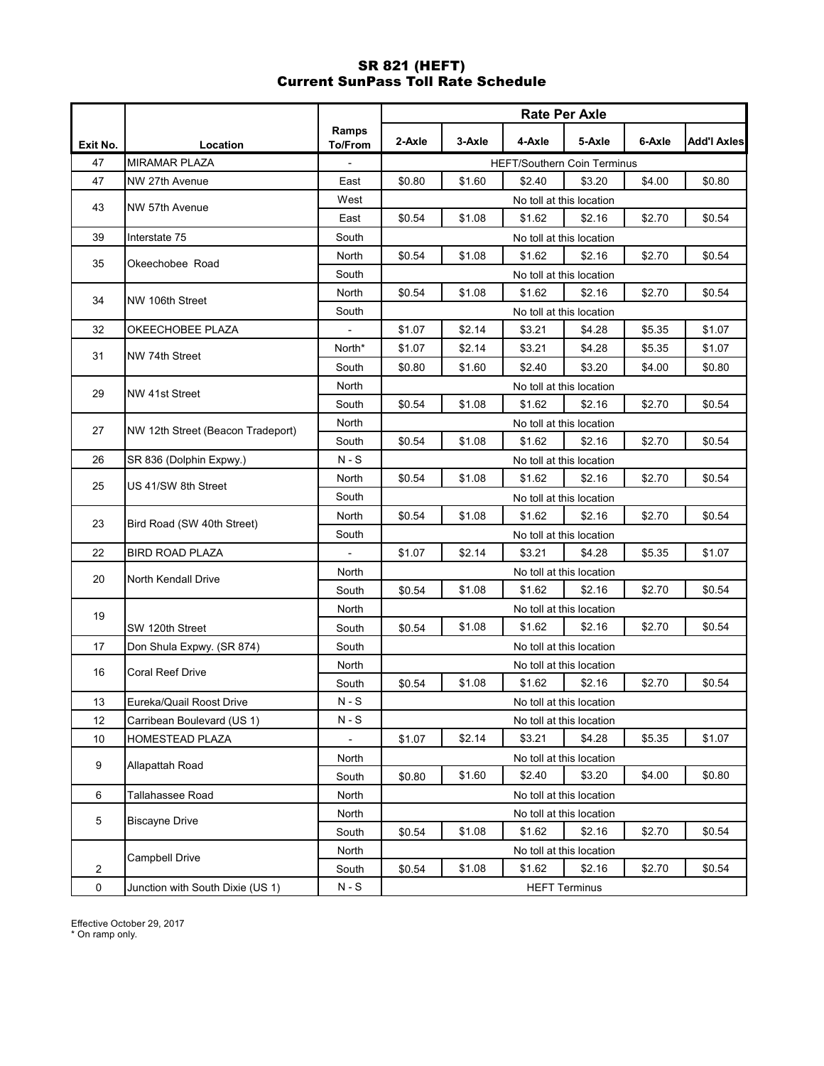# SR 821 (HEFT)
## Current SunPass Toll Rate Schedule

| Exit No. | Location | Ramps To/From | Rate Per Axle | | | | | |
|---|---|---|---|---|---|---|---|---|
| | | | 2-Axle | 3-Axle | 4-Axle | 5-Axle | 6-Axle | Add'l Axles |
| 47 | MIRAMAR PLAZA | - | HEFT/Southern Coin Terminus | | | | | |
| 47 | NW 27th Avenue | East | $0.80 | $1.60 | $2.40 | $3.20 | $4.00 | $0.80 |
| 43 | NW 57th Avenue | West | No toll at this location | | | | | |
| | | East | $0.54 | $1.08 | $1.62 | $2.16 | $2.70 | $0.54 |
| 39 | Interstate 75 | South | No toll at this location | | | | | |
| 35 | Okeechobee Road | North | $0.54 | $1.08 | $1.62 | $2.16 | $2.70 | $0.54 |
| | | South | No toll at this location | | | | | |
| 34 | NW 106th Street | North | $0.54 | $1.08 | $1.62 | $2.16 | $2.70 | $0.54 |
| | | South | No toll at this location | | | | | |
| 32 | OKEECHOBEE PLAZA | - | $1.07 | $2.14 | $3.21 | $4.28 | $5.35 | $1.07 |
| 31 | NW 74th Street | North* | $1.07 | $2.14 | $3.21 | $4.28 | $5.35 | $1.07 |
| | | South | $0.80 | $1.60 | $2.40 | $3.20 | $4.00 | $0.80 |
| 29 | NW 41st Street | North | No toll at this location | | | | | |
| | | South | $0.54 | $1.08 | $1.62 | $2.16 | $2.70 | $0.54 |
| 27 | NW 12th Street (Beacon Tradeport) | North | No toll at this location | | | | | |
| | | South | $0.54 | $1.08 | $1.62 | $2.16 | $2.70 | $0.54 |
| 26 | SR 836 (Dolphin Expwy.) | N - S | No toll at this location | | | | | |
| 25 | US 41/SW 8th Street | North | $0.54 | $1.08 | $1.62 | $2.16 | $2.70 | $0.54 |
| | | South | No toll at this location | | | | | |
| 23 | Bird Road (SW 40th Street) | North | $0.54 | $1.08 | $1.62 | $2.16 | $2.70 | $0.54 |
| | | South | No toll at this location | | | | | |
| 22 | BIRD ROAD PLAZA | - | $1.07 | $2.14 | $3.21 | $4.28 | $5.35 | $1.07 |
| 20 | North Kendall Drive | North | No toll at this location | | | | | |
| | | South | $0.54 | $1.08 | $1.62 | $2.16 | $2.70 | $0.54 |
| 19 | SW 120th Street | North | No toll at this location | | | | | |
| | | South | $0.54 | $1.08 | $1.62 | $2.16 | $2.70 | $0.54 |
| 17 | Don Shula Expwy. (SR 874) | South | No toll at this location | | | | | |
| 16 | Coral Reef Drive | North | No toll at this location | | | | | |
| | | South | $0.54 | $1.08 | $1.62 | $2.16 | $2.70 | $0.54 |
| 13 | Eureka/Quail Roost Drive | N - S | No toll at this location | | | | | |
| 12 | Carribean Boulevard (US 1) | N - S | No toll at this location | | | | | |
| 10 | HOMESTEAD PLAZA | - | $1.07 | $2.14 | $3.21 | $4.28 | $5.35 | $1.07 |
| 9 | Allapattah Road | North | No toll at this location | | | | | |
| | | South | $0.80 | $1.60 | $2.40 | $3.20 | $4.00 | $0.80 |
| 6 | Tallahassee Road | North | No toll at this location | | | | | |
| 5 | Biscayne Drive | North | No toll at this location | | | | | |
| | | South | $0.54 | $1.08 | $1.62 | $2.16 | $2.70 | $0.54 |
| 2 | Campbell Drive | North | No toll at this location | | | | | |
| | | South | $0.54 | $1.08 | $1.62 | $2.16 | $2.70 | $0.54 |
| 0 | Junction with South Dixie (US 1) | N - S | HEFT Terminus | | | | | |

Effective October 29, 2017

* On ramp only.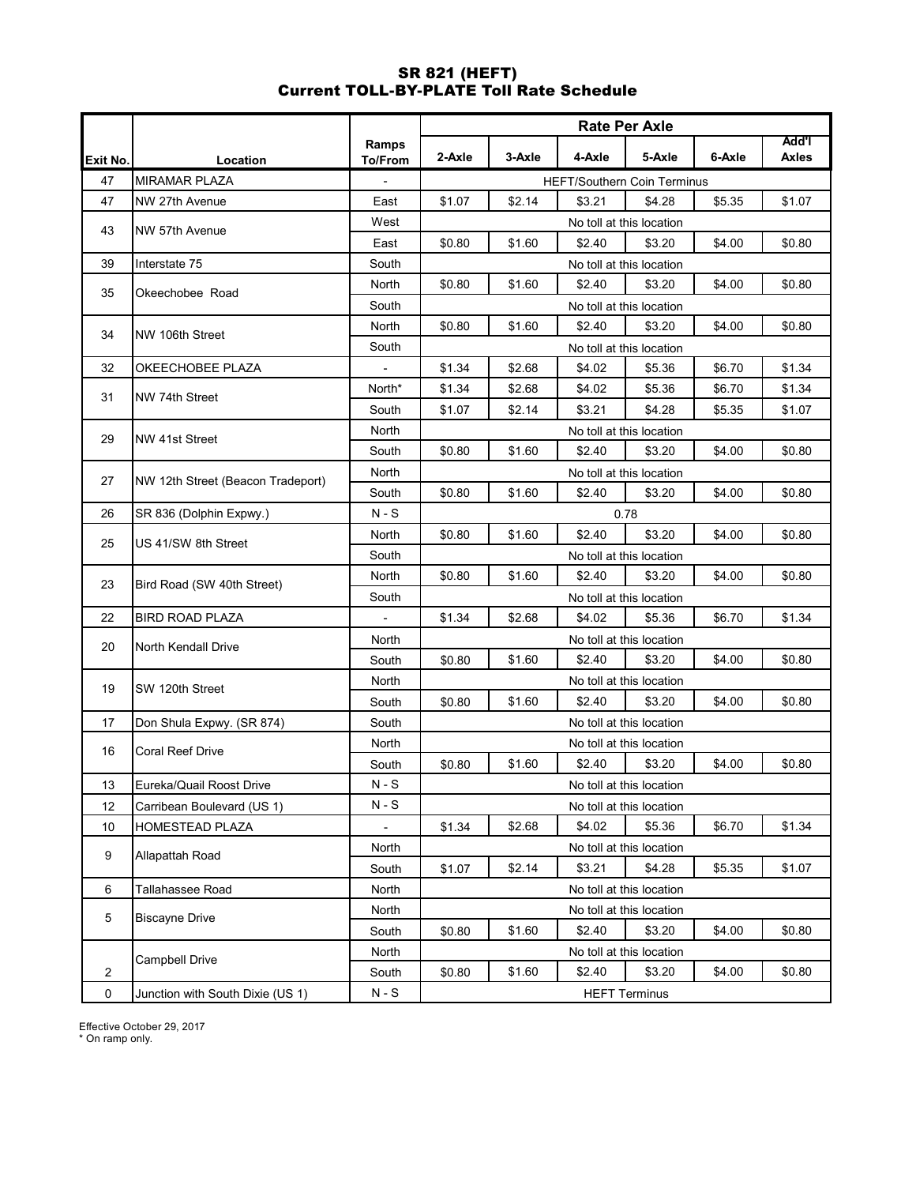# SR 821 (HEFT)
## Current TOLL-BY-PLATE Toll Rate Schedule

| Exit No. | Location | Ramps To/From | Rate Per Axle | | | | | |
|---|---|---|---|---|---|---|---|---|
| | | | 2-Axle | 3-Axle | 4-Axle | 5-Axle | 6-Axle | Add'l Axles |
| 47 | MIRAMAR PLAZA | - | HEFT/Southern Coin Terminus | | | | | |
| 47 | NW 27th Avenue | East | $1.07 | $2.14 | $3.21 | $4.28 | $5.35 | $1.07 |
| 43 | NW 57th Avenue | West | No toll at this location | | | | | |
| | | East | $0.80 | $1.60 | $2.40 | $3.20 | $4.00 | $0.80 |
| 39 | Interstate 75 | South | No toll at this location | | | | | |
| 35 | Okeechobee Road | North | $0.80 | $1.60 | $2.40 | $3.20 | $4.00 | $0.80 |
| | | South | No toll at this location | | | | | |
| 34 | NW 106th Street | North | $0.80 | $1.60 | $2.40 | $3.20 | $4.00 | $0.80 |
| | | South | No toll at this location | | | | | |
| 32 | OKEECHOBEE PLAZA | - | $1.34 | $2.68 | $4.02 | $5.36 | $6.70 | $1.34 |
| 31 | NW 74th Street | North* | $1.34 | $2.68 | $4.02 | $5.36 | $6.70 | $1.34 |
| | | South | $1.07 | $2.14 | $3.21 | $4.28 | $5.35 | $1.07 |
| 29 | NW 41st Street | North | No toll at this location | | | | | |
| | | South | $0.80 | $1.60 | $2.40 | $3.20 | $4.00 | $0.80 |
| 27 | NW 12th Street (Beacon Tradeport) | North | No toll at this location | | | | | |
| | | South | $0.80 | $1.60 | $2.40 | $3.20 | $4.00 | $0.80 |
| 26 | SR 836 (Dolphin Expwy.) | N - S | 0.78 | | | | | |
| 25 | US 41/SW 8th Street | North | $0.80 | $1.60 | $2.40 | $3.20 | $4.00 | $0.80 |
| | | South | No toll at this location | | | | | |
| 23 | Bird Road (SW 40th Street) | North | $0.80 | $1.60 | $2.40 | $3.20 | $4.00 | $0.80 |
| | | South | No toll at this location | | | | | |
| 22 | BIRD ROAD PLAZA | - | $1.34 | $2.68 | $4.02 | $5.36 | $6.70 | $1.34 |
| 20 | North Kendall Drive | North | No toll at this location | | | | | |
| | | South | $0.80 | $1.60 | $2.40 | $3.20 | $4.00 | $0.80 |
| 19 | SW 120th Street | North | No toll at this location | | | | | |
| | | South | $0.80 | $1.60 | $2.40 | $3.20 | $4.00 | $0.80 |
| 17 | Don Shula Expwy. (SR 874) | South | No toll at this location | | | | | |
| 16 | Coral Reef Drive | North | No toll at this location | | | | | |
| | | South | $0.80 | $1.60 | $2.40 | $3.20 | $4.00 | $0.80 |
| 13 | Eureka/Quail Roost Drive | N - S | No toll at this location | | | | | |
| 12 | Carribean Boulevard (US 1) | N - S | No toll at this location | | | | | |
| 10 | HOMESTEAD PLAZA | - | $1.34 | $2.68 | $4.02 | $5.36 | $6.70 | $1.34 |
| 9 | Allapattah Road | North | No toll at this location | | | | | |
| | | South | $1.07 | $2.14 | $3.21 | $4.28 | $5.35 | $1.07 |
| 6 | Tallahassee Road | North | No toll at this location | | | | | |
| 5 | Biscayne Drive | North | No toll at this location | | | | | |
| | | South | $0.80 | $1.60 | $2.40 | $3.20 | $4.00 | $0.80 |
| | Campbell Drive | North | No toll at this location | | | | | |
| 2 | | South | $0.80 | $1.60 | $2.40 | $3.20 | $4.00 | $0.80 |
| 0 | Junction with South Dixie (US 1) | N - S | HEFT Terminus | | | | | |

Effective October 29, 2017

* On ramp only.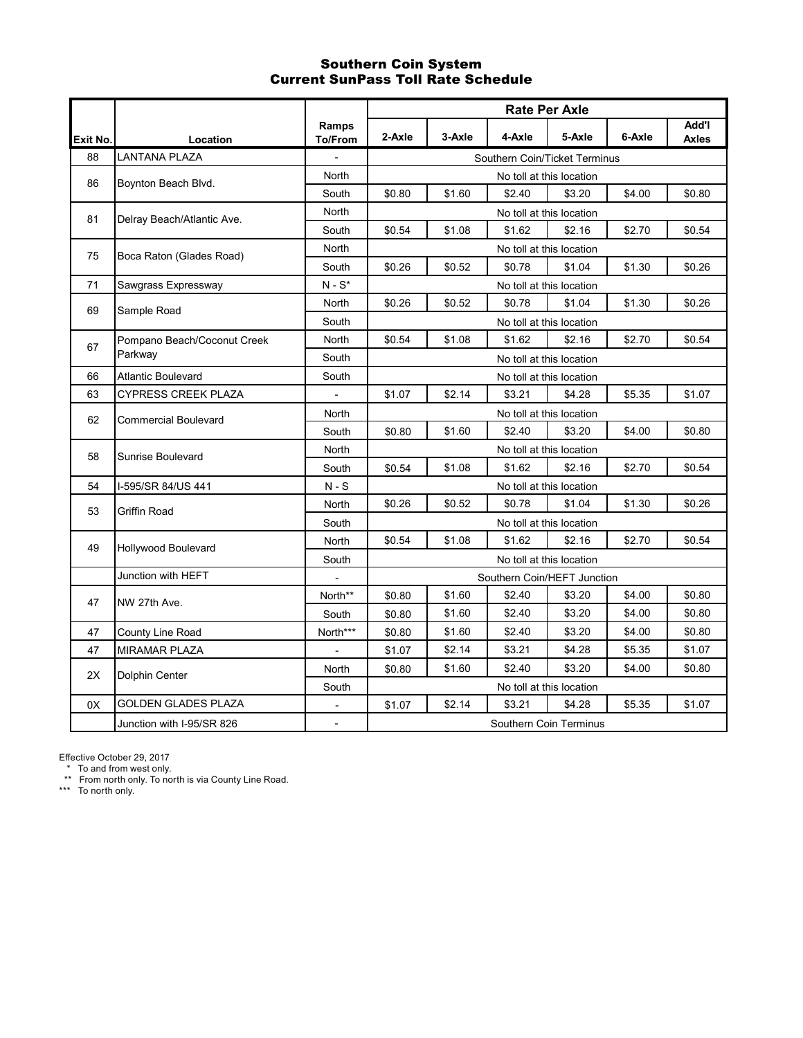# Southern Coin System
# Current SunPass Toll Rate Schedule

| Exit No. | Location | Ramps To/From | Rate Per Axle 2-Axle | 3-Axle | 4-Axle | 5-Axle | 6-Axle | Add'l Axles |
|---|---|---|---|---|---|---|---|---|
| 88 | LANTANA PLAZA | - | Southern Coin/Ticket Terminus | | | | | |
| 86 | Boynton Beach Blvd. | North | No toll at this location | | | | | |
| | | South | $0.80 | $1.60 | $2.40 | $3.20 | $4.00 | $0.80 |
| 81 | Delray Beach/Atlantic Ave. | North | No toll at this location | | | | | |
| | | South | $0.54 | $1.08 | $1.62 | $2.16 | $2.70 | $0.54 |
| 75 | Boca Raton (Glades Road) | North | No toll at this location | | | | | |
| | | South | $0.26 | $0.52 | $0.78 | $1.04 | $1.30 | $0.26 |
| 71 | Sawgrass Expressway | N - S* | No toll at this location | | | | | |
| 69 | Sample Road | North | $0.26 | $0.52 | $0.78 | $1.04 | $1.30 | $0.26 |
| | | South | No toll at this location | | | | | |
| 67 | Pompano Beach/Coconut Creek Parkway | North | $0.54 | $1.08 | $1.62 | $2.16 | $2.70 | $0.54 |
| | | South | No toll at this location | | | | | |
| 66 | Atlantic Boulevard | South | No toll at this location | | | | | |
| 63 | CYPRESS CREEK PLAZA | - | $1.07 | $2.14 | $3.21 | $4.28 | $5.35 | $1.07 |
| 62 | Commercial Boulevard | North | No toll at this location | | | | | |
| | | South | $0.80 | $1.60 | $2.40 | $3.20 | $4.00 | $0.80 |
| 58 | Sunrise Boulevard | North | No toll at this location | | | | | |
| | | South | $0.54 | $1.08 | $1.62 | $2.16 | $2.70 | $0.54 |
| 54 | I-595/SR 84/US 441 | N - S | No toll at this location | | | | | |
| 53 | Griffin Road | North | $0.26 | $0.52 | $0.78 | $1.04 | $1.30 | $0.26 |
| | | South | No toll at this location | | | | | |
| 49 | Hollywood Boulevard | North | $0.54 | $1.08 | $1.62 | $2.16 | $2.70 | $0.54 |
| | | South | No toll at this location | | | | | |
| | Junction with HEFT | - | Southern Coin/HEFT Junction | | | | | |
| 47 | NW 27th Ave. | North** | $0.80 | $1.60 | $2.40 | $3.20 | $4.00 | $0.80 |
| | | South | $0.80 | $1.60 | $2.40 | $3.20 | $4.00 | $0.80 |
| 47 | County Line Road | North*** | $0.80 | $1.60 | $2.40 | $3.20 | $4.00 | $0.80 |
| 47 | MIRAMAR PLAZA | - | $1.07 | $2.14 | $3.21 | $4.28 | $5.35 | $1.07 |
| 2X | Dolphin Center | North | $0.80 | $1.60 | $2.40 | $3.20 | $4.00 | $0.80 |
| | | South | No toll at this location | | | | | |
| 0X | GOLDEN GLADES PLAZA | - | $1.07 | $2.14 | $3.21 | $4.28 | $5.35 | $1.07 |
| | Junction with I-95/SR 826 | - | Southern Coin Terminus | | | | | |

Effective October 29, 2017

\* To and from west only.

\*\* From north only. To north is via County Line Road.

\*\*\* To north only.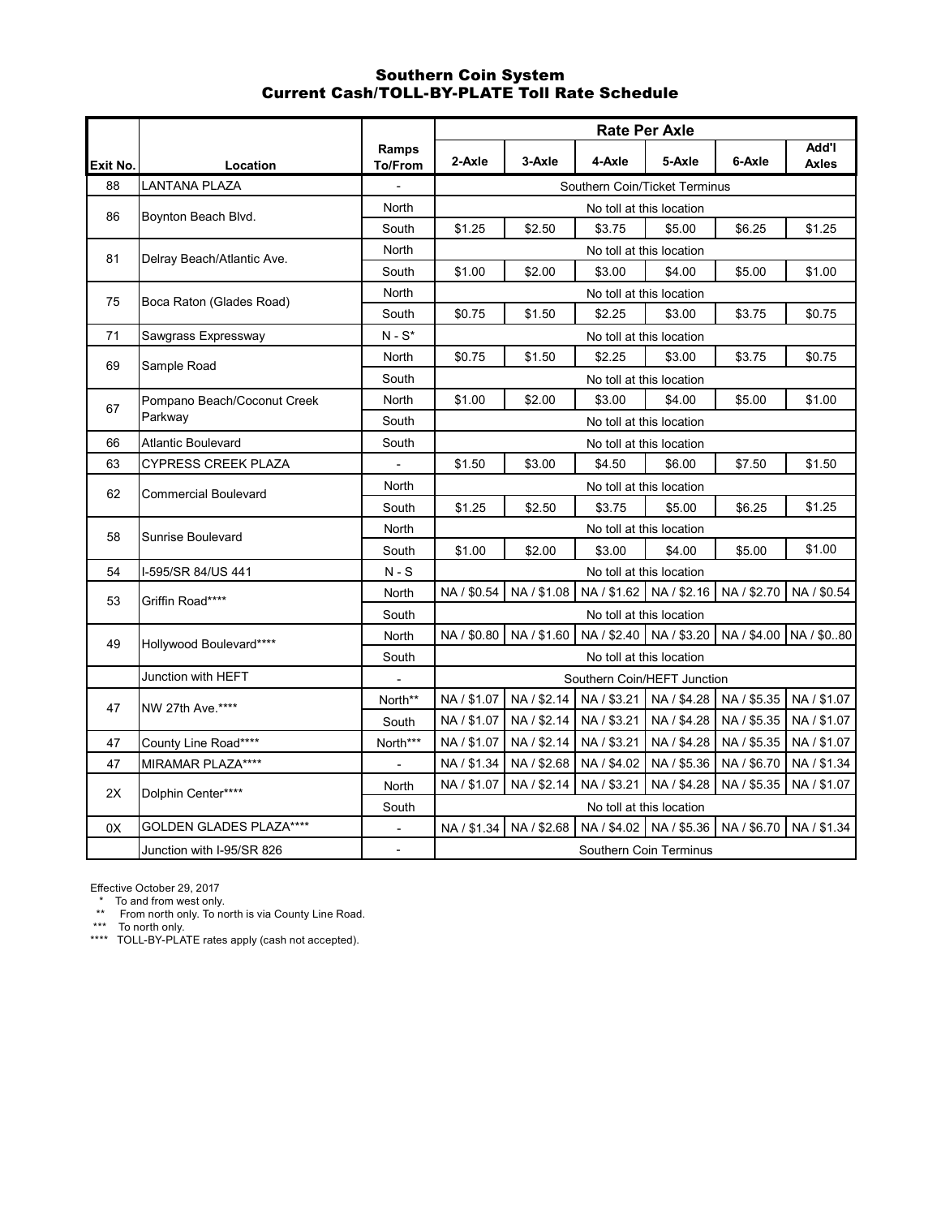# Southern Coin System
## Current Cash/TOLL-BY-PLATE Toll Rate Schedule

| Exit No. | Location | Ramps To/From | Rate Per Axle | | | | | |
|---|---|---|---|---|---|---|---|---|
| | | | 2-Axle | 3-Axle | 4-Axle | 5-Axle | 6-Axle | Add'l Axles |
| 88 | LANTANA PLAZA | - | Southern Coin/Ticket Terminus | | | | | |
| 86 | Boynton Beach Blvd. | North | No toll at this location | | | | | |
| | | South | $1.25 | $2.50 | $3.75 | $5.00 | $6.25 | $1.25 |
| 81 | Delray Beach/Atlantic Ave. | North | No toll at this location | | | | | |
| | | South | $1.00 | $2.00 | $3.00 | $4.00 | $5.00 | $1.00 |
| 75 | Boca Raton (Glades Road) | North | No toll at this location | | | | | |
| | | South | $0.75 | $1.50 | $2.25 | $3.00 | $3.75 | $0.75 |
| 71 | Sawgrass Expressway | N - S* | No toll at this location | | | | | |
| 69 | Sample Road | North | $0.75 | $1.50 | $2.25 | $3.00 | $3.75 | $0.75 |
| | | South | No toll at this location | | | | | |
| 67 | Pompano Beach/Coconut Creek Parkway | North | $1.00 | $2.00 | $3.00 | $4.00 | $5.00 | $1.00 |
| | | South | No toll at this location | | | | | |
| 66 | Atlantic Boulevard | South | No toll at this location | | | | | |
| 63 | CYPRESS CREEK PLAZA | - | $1.50 | $3.00 | $4.50 | $6.00 | $7.50 | $1.50 |
| 62 | Commercial Boulevard | North | No toll at this location | | | | | |
| | | South | $1.25 | $2.50 | $3.75 | $5.00 | $6.25 | $1.25 |
| 58 | Sunrise Boulevard | North | No toll at this location | | | | | |
| | | South | $1.00 | $2.00 | $3.00 | $4.00 | $5.00 | $1.00 |
| 54 | I-595/SR 84/US 441 | N - S | No toll at this location | | | | | |
| 53 | Griffin Road**** | North | NA / $0.54 | NA / $1.08 | NA / $1.62 | NA / $2.16 | NA / $2.70 | NA / $0.54 |
| | | South | No toll at this location | | | | | |
| 49 | Hollywood Boulevard**** | North | NA / $0.80 | NA / $1.60 | NA / $2.40 | NA / $3.20 | NA / $4.00 | NA / $0..80 |
| | | South | No toll at this location | | | | | |
| | Junction with HEFT | - | Southern Coin/HEFT Junction | | | | | |
| 47 | NW 27th Ave.**** | North** | NA / $1.07 | NA / $2.14 | NA / $3.21 | NA / $4.28 | NA / $5.35 | NA / $1.07 |
| | | South | NA / $1.07 | NA / $2.14 | NA / $3.21 | NA / $4.28 | NA / $5.35 | NA / $1.07 |
| 47 | County Line Road**** | North*** | NA / $1.07 | NA / $2.14 | NA / $3.21 | NA / $4.28 | NA / $5.35 | NA / $1.07 |
| 47 | MIRAMAR PLAZA**** | - | NA / $1.34 | NA / $2.68 | NA / $4.02 | NA / $5.36 | NA / $6.70 | NA / $1.34 |
| 2X | Dolphin Center**** | North | NA / $1.07 | NA / $2.14 | NA / $3.21 | NA / $4.28 | NA / $5.35 | NA / $1.07 |
| | | South | No toll at this location | | | | | |
| 0X | GOLDEN GLADES PLAZA**** | - | NA / $1.34 | NA / $2.68 | NA / $4.02 | NA / $5.36 | NA / $6.70 | NA / $1.34 |
| | Junction with I-95/SR 826 | - | Southern Coin Terminus | | | | | |

Effective October 29, 2017

\* To and from west only.

** From north only. To north is via County Line Road.

*** To north only.

**** TOLL-BY-PLATE rates apply (cash not accepted).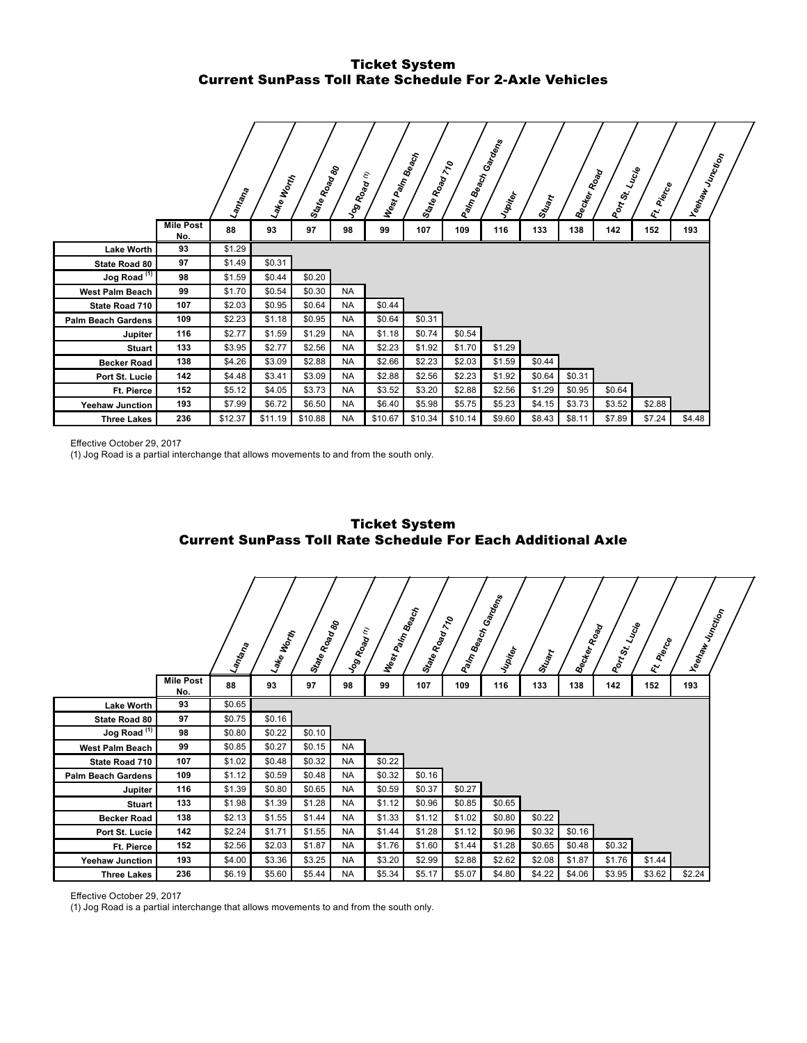## Ticket System
## Current SunPass Toll Rate Schedule For 2-Axle Vehicles

| | Mile Post No. | Lantana | Lake Worth | State Road 80 | Jog Road [1] | West Palm Beach | State Road 710 | Palm Beach Gardens | Jupiter | Stuart | Becker Road | Port St. Lucie | Ft. Pierce | Yeehaw Junction |
|---|---|---|---|---|---|---|---|---|---|---|---|---|---|---|
| | | 88 | 93 | 97 | 98 | 99 | 107 | 109 | 116 | 133 | 138 | 142 | 152 | 193 |
| Lake Worth | 93 | $1.29 | | | | | | | | | | | | |
| State Road 80 | 97 | $1.49 | $0.31 | | | | | | | | | | | |
| Jog Road [1] | 98 | $1.59 | $0.44 | $0.20 | | | | | | | | | | |
| West Palm Beach | 99 | $1.70 | $0.54 | $0.30 | NA | | | | | | | | | |
| State Road 710 | 107 | $2.03 | $0.95 | $0.64 | NA | $0.44 | | | | | | | | |
| Palm Beach Gardens | 109 | $2.23 | $1.18 | $0.95 | NA | $0.64 | $0.31 | | | | | | | |
| Jupiter | 116 | $2.77 | $1.59 | $1.29 | NA | $1.18 | $0.74 | $0.54 | | | | | | |
| Stuart | 133 | $3.95 | $2.77 | $2.56 | NA | $2.23 | $1.92 | $1.70 | $1.29 | | | | | |
| Becker Road | 138 | $4.26 | $3.09 | $2.88 | NA | $2.66 | $2.23 | $2.03 | $1.59 | $0.44 | | | | |
| Port St. Lucie | 142 | $4.48 | $3.41 | $3.09 | NA | $2.88 | $2.56 | $2.23 | $1.92 | $0.64 | $0.31 | | | |
| Ft. Pierce | 152 | $5.12 | $4.05 | $3.73 | NA | $3.52 | $3.20 | $2.88 | $2.56 | $1.29 | $0.95 | $0.64 | | |
| Yeehaw Junction | 193 | $7.99 | $6.72 | $6.50 | NA | $6.40 | $5.98 | $5.75 | $5.23 | $4.15 | $3.73 | $3.52 | $2.88 | |
| Three Lakes | 236 | $12.37 | $11.19 | $10.88 | NA | $10.67 | $10.34 | $10.14 | $9.60 | $8.43 | $8.11 | $7.89 | $7.24 | $4.48 |

Effective October 29, 2017

(1) Jog Road is a partial interchange that allows movements to and from the south only.

## Ticket System
## Current SunPass Toll Rate Schedule For Each Additional Axle

| | Mile Post No. | Lantana | Lake Worth | State Road 80 | Jog Road [1] | West Palm Beach | State Road 710 | Palm Beach Gardens | Jupiter | Stuart | Becker Road | Port St. Lucie | Ft. Pierce | Yeehaw Junction |
|---|---|---|---|---|---|---|---|---|---|---|---|---|---|---|
| | | 88 | 93 | 97 | 98 | 99 | 107 | 109 | 116 | 133 | 138 | 142 | 152 | 193 |
| Lake Worth | 93 | $0.65 | | | | | | | | | | | | |
| State Road 80 | 97 | $0.75 | $0.16 | | | | | | | | | | | |
| Jog Road [1] | 98 | $0.80 | $0.22 | $0.10 | | | | | | | | | | |
| West Palm Beach | 99 | $0.85 | $0.27 | $0.15 | NA | | | | | | | | | |
| State Road 710 | 107 | $1.02 | $0.48 | $0.32 | NA | $0.22 | | | | | | | | |
| Palm Beach Gardens | 109 | $1.12 | $0.59 | $0.48 | NA | $0.32 | $0.16 | | | | | | | |
| Jupiter | 116 | $1.39 | $0.80 | $0.65 | NA | $0.59 | $0.37 | $0.27 | | | | | | |
| Stuart | 133 | $1.98 | $1.39 | $1.28 | NA | $1.12 | $0.96 | $0.85 | $0.65 | | | | | |
| Becker Road | 138 | $2.13 | $1.55 | $1.44 | NA | $1.33 | $1.12 | $1.02 | $0.80 | $0.22 | | | | |
| Port St. Lucie | 142 | $2.24 | $1.71 | $1.55 | NA | $1.44 | $1.28 | $1.12 | $0.96 | $0.32 | $0.16 | | | |
| Ft. Pierce | 152 | $2.56 | $2.03 | $1.87 | NA | $1.76 | $1.60 | $1.44 | $1.28 | $0.65 | $0.48 | $0.32 | | |
| Yeehaw Junction | 193 | $4.00 | $3.36 | $3.25 | NA | $3.20 | $2.99 | $2.88 | $2.62 | $2.08 | $1.87 | $1.76 | $1.44 | |
| Three Lakes | 236 | $6.19 | $5.60 | $5.44 | NA | $5.34 | $5.17 | $5.07 | $4.80 | $4.22 | $4.06 | $3.95 | $3.62 | $2.24 |

Effective October 29, 2017

(1) Jog Road is a partial interchange that allows movements to and from the south only.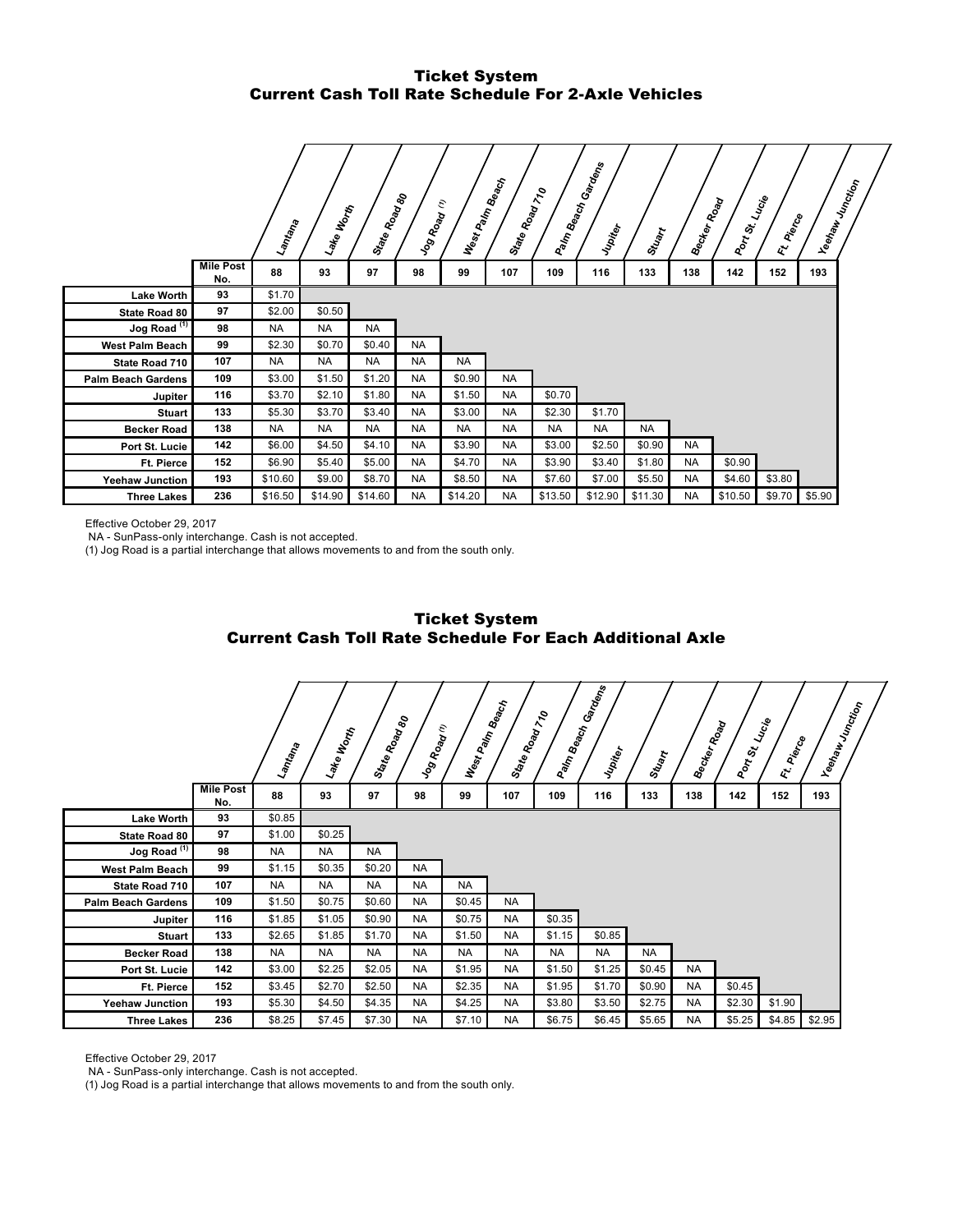## Ticket System
## Current Cash Toll Rate Schedule For 2-Axle Vehicles

| | Mile Post No. | Lantana | Lake Worth | State Road 80 | Jog Road (1) | West Palm Beach | State Road 710 | Palm Beach Gardens | Jupiter | Stuart | Becker Road | Port St. Lucie | Ft. Pierce | Yeehaw Junction |
|---|---|---|---|---|---|---|---|---|---|---|---|---|---|---|
| | | 88 | 93 | 97 | 98 | 99 | 107 | 109 | 116 | 133 | 138 | 142 | 152 | 193 |
| Lake Worth | 93 | $1.70 | | | | | | | | | | | | |
| State Road 80 | 97 | $2.00 | $0.50 | | | | | | | | | | | |
| Jog Road (1) | 98 | NA | NA | NA | | | | | | | | | | |
| West Palm Beach | 99 | $2.30 | $0.70 | $0.40 | NA | | | | | | | | | |
| State Road 710 | 107 | NA | NA | NA | NA | NA | | | | | | | | |
| Palm Beach Gardens | 109 | $3.00 | $1.50 | $1.20 | NA | $0.90 | NA | | | | | | | |
| Jupiter | 116 | $3.70 | $2.10 | $1.80 | NA | $1.50 | NA | $0.70 | | | | | | |
| Stuart | 133 | $5.30 | $3.70 | $3.40 | NA | $3.00 | NA | $2.30 | $1.70 | | | | | |
| Becker Road | 138 | NA | NA | NA | NA | NA | NA | NA | NA | NA | | | | |
| Port St. Lucie | 142 | $6.00 | $4.50 | $4.10 | NA | $3.90 | NA | $3.00 | $2.50 | $0.90 | NA | | | |
| Ft. Pierce | 152 | $6.90 | $5.40 | $5.00 | NA | $4.70 | NA | $3.90 | $3.40 | $1.80 | NA | $0.90 | | |
| Yeehaw Junction | 193 | $10.60 | $9.00 | $8.70 | NA | $8.50 | NA | $7.60 | $7.00 | $5.50 | NA | $4.60 | $3.80 | |
| Three Lakes | 236 | $16.50 | $14.90 | $14.60 | NA | $14.20 | NA | $13.50 | $12.90 | $11.30 | NA | $10.50 | $9.70 | $5.90 |

Effective October 29, 2017

NA - SunPass-only interchange. Cash is not accepted.

(1) Jog Road is a partial interchange that allows movements to and from the south only.

## Ticket System
## Current Cash Toll Rate Schedule For Each Additional Axle

| | Mile Post No. | Lantana | Lake Worth | State Road 80 | Jog Road (1) | West Palm Beach | State Road 710 | Palm Beach Gardens | Jupiter | Stuart | Becker Road | Port St. Lucie | Ft. Pierce | Yeehaw Junction |
|---|---|---|---|---|---|---|---|---|---|---|---|---|---|---|
| | | 88 | 93 | 97 | 98 | 99 | 107 | 109 | 116 | 133 | 138 | 142 | 152 | 193 |
| Lake Worth | 93 | $0.85 | | | | | | | | | | | | |
| State Road 80 | 97 | $1.00 | $0.25 | | | | | | | | | | | |
| Jog Road (1) | 98 | NA | NA | NA | | | | | | | | | | |
| West Palm Beach | 99 | $1.15 | $0.35 | $0.20 | NA | | | | | | | | | |
| State Road 710 | 107 | NA | NA | NA | NA | NA | | | | | | | | |
| Palm Beach Gardens | 109 | $1.50 | $0.75 | $0.60 | NA | $0.45 | NA | | | | | | | |
| Jupiter | 116 | $1.85 | $1.05 | $0.90 | NA | $0.75 | NA | $0.35 | | | | | | |
| Stuart | 133 | $2.65 | $1.85 | $1.70 | NA | $1.50 | NA | $1.15 | $0.85 | | | | | |
| Becker Road | 138 | NA | NA | NA | NA | NA | NA | NA | NA | NA | | | | |
| Port St. Lucie | 142 | $3.00 | $2.25 | $2.05 | NA | $1.95 | NA | $1.50 | $1.25 | $0.45 | NA | | | |
| Ft. Pierce | 152 | $3.45 | $2.70 | $2.50 | NA | $2.35 | NA | $1.95 | $1.70 | $0.90 | NA | $0.45 | | |
| Yeehaw Junction | 193 | $5.30 | $4.50 | $4.35 | NA | $4.25 | NA | $3.80 | $3.50 | $2.75 | NA | $2.30 | $1.90 | |
| Three Lakes | 236 | $8.25 | $7.45 | $7.30 | NA | $7.10 | NA | $6.75 | $6.45 | $5.65 | NA | $5.25 | $4.85 | $2.95 |

Effective October 29, 2017

NA - SunPass-only interchange. Cash is not accepted.

(1) Jog Road is a partial interchange that allows movements to and from the south only.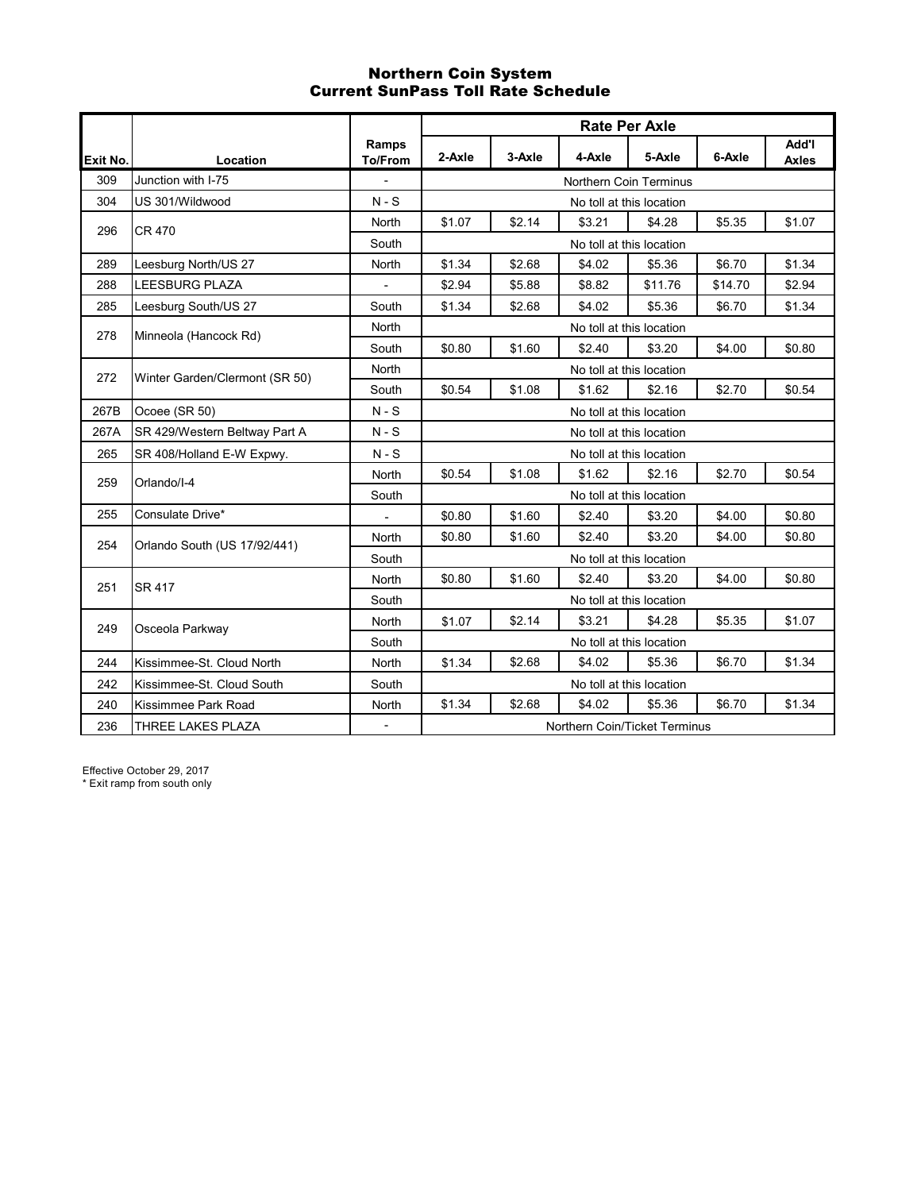# Northern Coin System
## Current SunPass Toll Rate Schedule

| Exit No. | Location | Ramps To/From | Rate Per Axle 2-Axle | 3-Axle | 4-Axle | 5-Axle | 6-Axle | Add'l Axles |
|---|---|---|---|---|---|---|---|---|
| 309 | Junction with I-75 | - | Northern Coin Terminus | | | | | |
| 304 | US 301/Wildwood | N - S | No toll at this location | | | | | |
| 296 | CR 470 | North | $1.07 | $2.14 | $3.21 | $4.28 | $5.35 | $1.07 |
| | | South | No toll at this location | | | | | |
| 289 | Leesburg North/US 27 | North | $1.34 | $2.68 | $4.02 | $5.36 | $6.70 | $1.34 |
| 288 | LEESBURG PLAZA | - | $2.94 | $5.88 | $8.82 | $11.76 | $14.70 | $2.94 |
| 285 | Leesburg South/US 27 | South | $1.34 | $2.68 | $4.02 | $5.36 | $6.70 | $1.34 |
| 278 | Minneola (Hancock Rd) | North | No toll at this location | | | | | |
| | | South | $0.80 | $1.60 | $2.40 | $3.20 | $4.00 | $0.80 |
| 272 | Winter Garden/Clermont (SR 50) | North | No toll at this location | | | | | |
| | | South | $0.54 | $1.08 | $1.62 | $2.16 | $2.70 | $0.54 |
| 267B | Ocoee (SR 50) | N - S | No toll at this location | | | | | |
| 267A | SR 429/Western Beltway Part A | N - S | No toll at this location | | | | | |
| 265 | SR 408/Holland E-W Expwy. | N - S | No toll at this location | | | | | |
| 259 | Orlando/I-4 | North | $0.54 | $1.08 | $1.62 | $2.16 | $2.70 | $0.54 |
| | | South | No toll at this location | | | | | |
| 255 | Consulate Drive* | - | $0.80 | $1.60 | $2.40 | $3.20 | $4.00 | $0.80 |
| 254 | Orlando South (US 17/92/441) | North | $0.80 | $1.60 | $2.40 | $3.20 | $4.00 | $0.80 |
| | | South | No toll at this location | | | | | |
| 251 | SR 417 | North | $0.80 | $1.60 | $2.40 | $3.20 | $4.00 | $0.80 |
| | | South | No toll at this location | | | | | |
| 249 | Osceola Parkway | North | $1.07 | $2.14 | $3.21 | $4.28 | $5.35 | $1.07 |
| | | South | No toll at this location | | | | | |
| 244 | Kissimmee-St. Cloud North | North | $1.34 | $2.68 | $4.02 | $5.36 | $6.70 | $1.34 |
| 242 | Kissimmee-St. Cloud South | South | No toll at this location | | | | | |
| 240 | Kissimmee Park Road | North | $1.34 | $2.68 | $4.02 | $5.36 | $6.70 | $1.34 |
| 236 | THREE LAKES PLAZA | - | Northern Coin/Ticket Terminus | | | | | |

Effective October 29, 2017

* Exit ramp from south only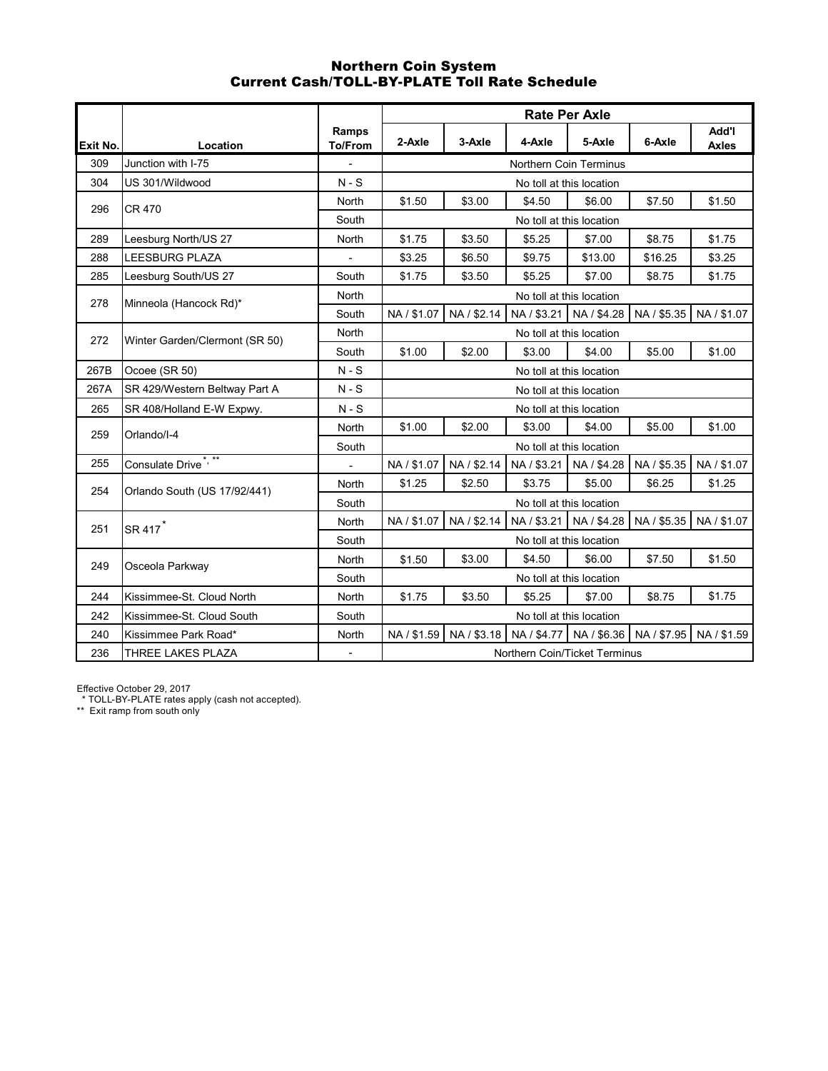## Northern Coin System
## Current Cash/TOLL-BY-PLATE Toll Rate Schedule

| Exit No. | Location | Ramps To/From | Rate Per Axle 2-Axle | 3-Axle | 4-Axle | 5-Axle | 6-Axle | Add'l Axles |
|---|---|---|---|---|---|---|---|---|
| 309 | Junction with I-75 | - | Northern Coin Terminus | | | | | |
| 304 | US 301/Wildwood | N - S | No toll at this location | | | | | |
| 296 | CR 470 | North | $1.50 | $3.00 | $4.50 | $6.00 | $7.50 | $1.50 |
| | | South | No toll at this location | | | | | |
| 289 | Leesburg North/US 27 | North | $1.75 | $3.50 | $5.25 | $7.00 | $8.75 | $1.75 |
| 288 | LEESBURG PLAZA | - | $3.25 | $6.50 | $9.75 | $13.00 | $16.25 | $3.25 |
| 285 | Leesburg South/US 27 | South | $1.75 | $3.50 | $5.25 | $7.00 | $8.75 | $1.75 |
| 278 | Minneola (Hancock Rd)* | North | No toll at this location | | | | | |
| | | South | NA / $1.07 | NA / $2.14 | NA / $3.21 | NA / $4.28 | NA / $5.35 | NA / $1.07 |
| 272 | Winter Garden/Clermont (SR 50) | North | No toll at this location | | | | | |
| | | South | $1.00 | $2.00 | $3.00 | $4.00 | $5.00 | $1.00 |
| 267B | Ocoee (SR 50) | N - S | No toll at this location | | | | | |
| 267A | SR 429/Western Beltway Part A | N - S | No toll at this location | | | | | |
| 265 | SR 408/Holland E-W Expwy. | N - S | No toll at this location | | | | | |
| 259 | Orlando/I-4 | North | $1.00 | $2.00 | $3.00 | $4.00 | $5.00 | $1.00 |
| | | South | No toll at this location | | | | | |
| 255 | Consulate Drive *, ** | - | NA / $1.07 | NA / $2.14 | NA / $3.21 | NA / $4.28 | NA / $5.35 | NA / $1.07 |
| 254 | Orlando South (US 17/92/441) | North | $1.25 | $2.50 | $3.75 | $5.00 | $6.25 | $1.25 |
| | | South | No toll at this location | | | | | |
| 251 | SR 417* | North | NA / $1.07 | NA / $2.14 | NA / $3.21 | NA / $4.28 | NA / $5.35 | NA / $1.07 |
| | | South | No toll at this location | | | | | |
| 249 | Osceola Parkway | North | $1.50 | $3.00 | $4.50 | $6.00 | $7.50 | $1.50 |
| | | South | No toll at this location | | | | | |
| 244 | Kissimmee-St. Cloud North | North | $1.75 | $3.50 | $5.25 | $7.00 | $8.75 | $1.75 |
| 242 | Kissimmee-St. Cloud South | South | No toll at this location | | | | | |
| 240 | Kissimmee Park Road* | North | NA / $1.59 | NA / $3.18 | NA / $4.77 | NA / $6.36 | NA / $7.95 | NA / $1.59 |
| 236 | THREE LAKES PLAZA | - | Northern Coin/Ticket Terminus | | | | | |

Effective October 29, 2017

\* TOLL-BY-PLATE rates apply (cash not accepted).

\*\* Exit ramp from south only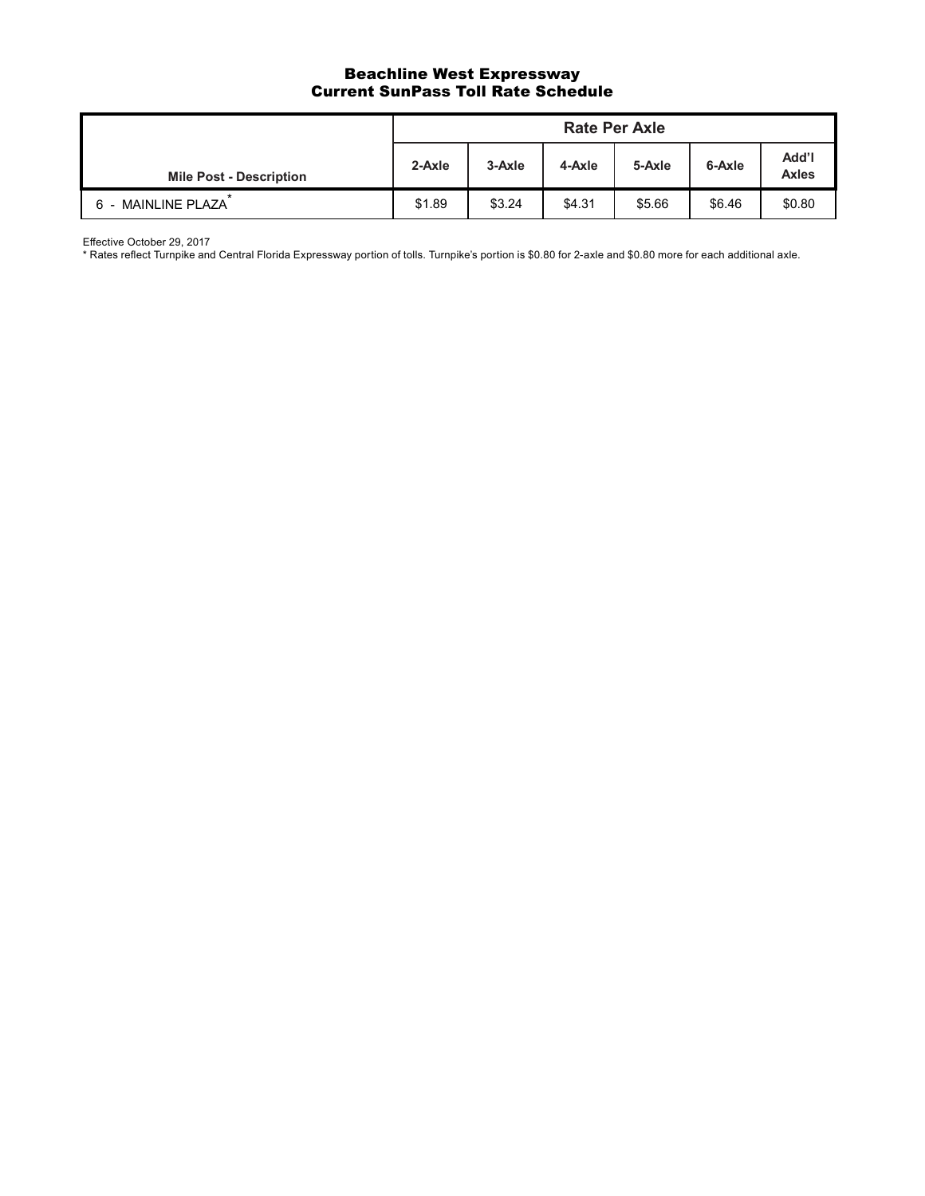# Beachline West Expressway
## Current SunPass Toll Rate Schedule

| Mile Post - Description | Rate Per Axle | | | | | |
|---|---|---|---|---|---|---|
| | 2-Axle | 3-Axle | 4-Axle | 5-Axle | 6-Axle | Add'l Axles |
| 6 - MAINLINE PLAZA* | $1.89 | $3.24 | $4.31 | $5.66 | $6.46 | $0.80 |

Effective October 29, 2017

* Rates reflect Turnpike and Central Florida Expressway portion of tolls. Turnpike's portion is $0.80 for 2-axle and $0.80 more for each additional axle.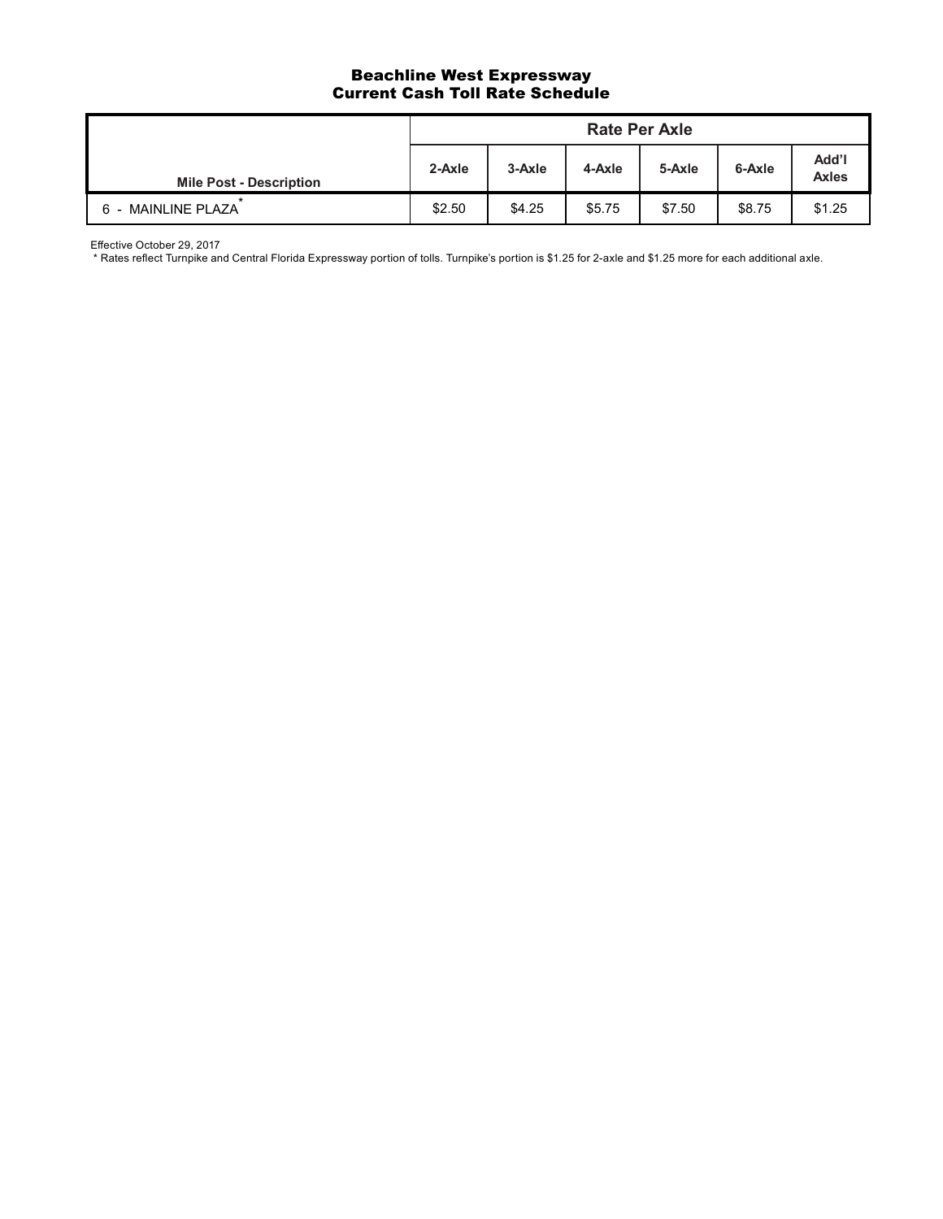# Beachline West Expressway
## Current Cash Toll Rate Schedule

| Mile Post - Description | Rate Per Axle | | | | | |
|---|---|---|---|---|---|---|
| | 2-Axle | 3-Axle | 4-Axle | 5-Axle | 6-Axle | Add'l Axles |
| 6 - MAINLINE PLAZA * | $2.50 | $4.25 | $5.75 | $7.50 | $8.75 | $1.25 |

Effective October 29, 2017

* Rates reflect Turnpike and Central Florida Expressway portion of tolls. Turnpike's portion is $1.25 for 2-axle and $1.25 more for each additional axle.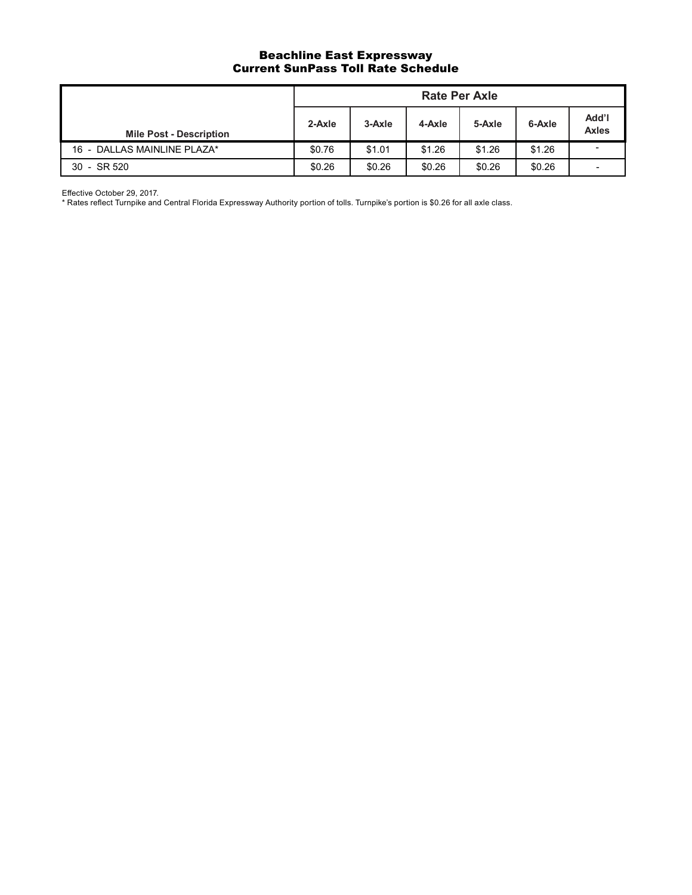## Beachline East Expressway
## Current SunPass Toll Rate Schedule

| Mile Post - Description | Rate Per Axle | | | | | |
|---|---|---|---|---|---|---|
| | 2-Axle | 3-Axle | 4-Axle | 5-Axle | 6-Axle | Add'l Axles |
| 16 - DALLAS MAINLINE PLAZA* | $0.76 | $1.01 | $1.26 | $1.26 | $1.26 | - |
| 30 - SR 520 | $0.26 | $0.26 | $0.26 | $0.26 | $0.26 | - |

Effective October 29, 2017.

* Rates reflect Turnpike and Central Florida Expressway Authority portion of tolls. Turnpike's portion is $0.26 for all axle class.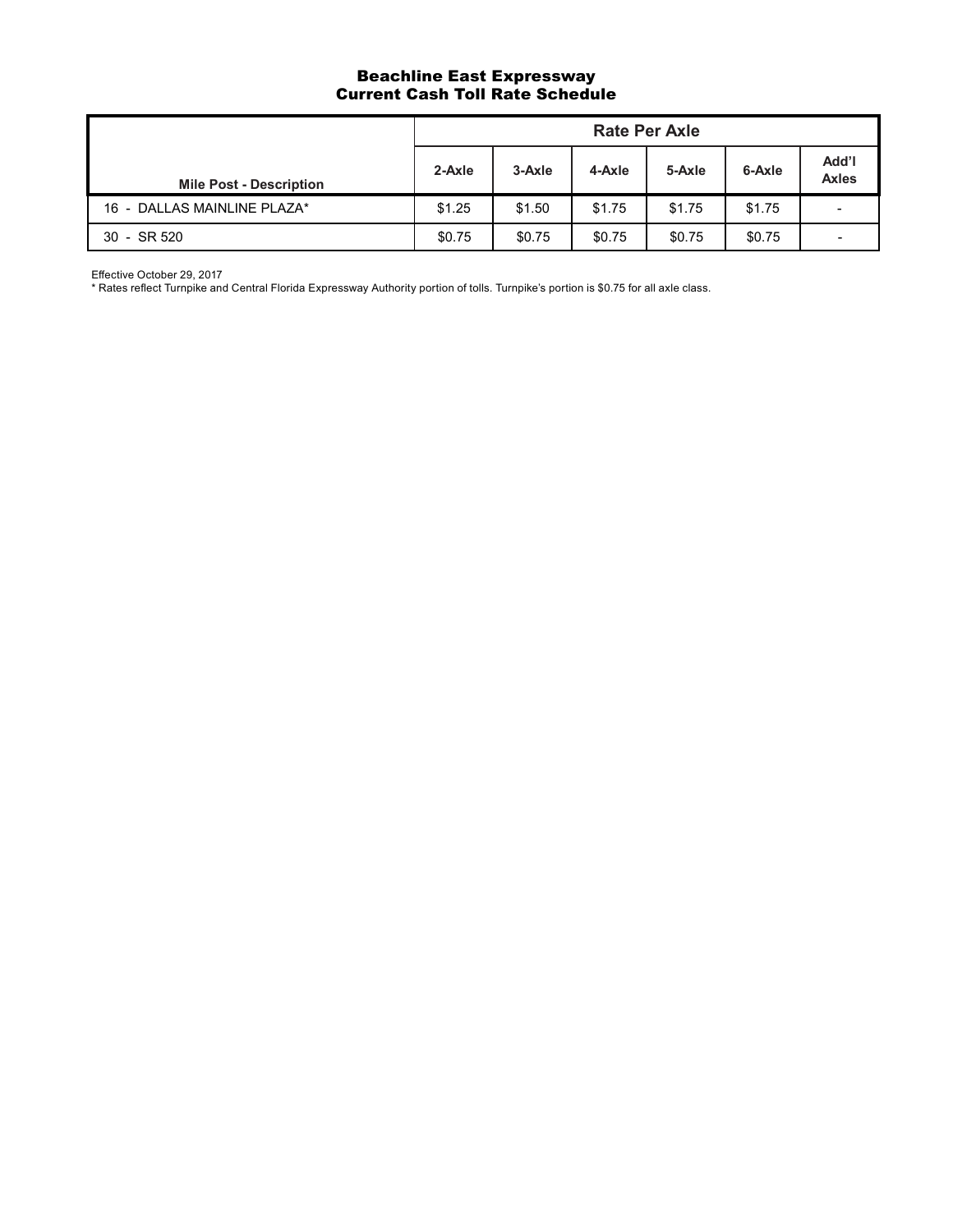# Beachline East Expressway
## Current Cash Toll Rate Schedule

| Mile Post - Description | Rate Per Axle | | | | | |
|---|---|---|---|---|---|---|
| | 2-Axle | 3-Axle | 4-Axle | 5-Axle | 6-Axle | Add'l Axles |
| 16 - DALLAS MAINLINE PLAZA* | $1.25 | $1.50 | $1.75 | $1.75 | $1.75 | - |
| 30 - SR 520 | $0.75 | $0.75 | $0.75 | $0.75 | $0.75 | - |

Effective October 29, 2017

* Rates reflect Turnpike and Central Florida Expressway Authority portion of tolls. Turnpike's portion is $0.75 for all axle class.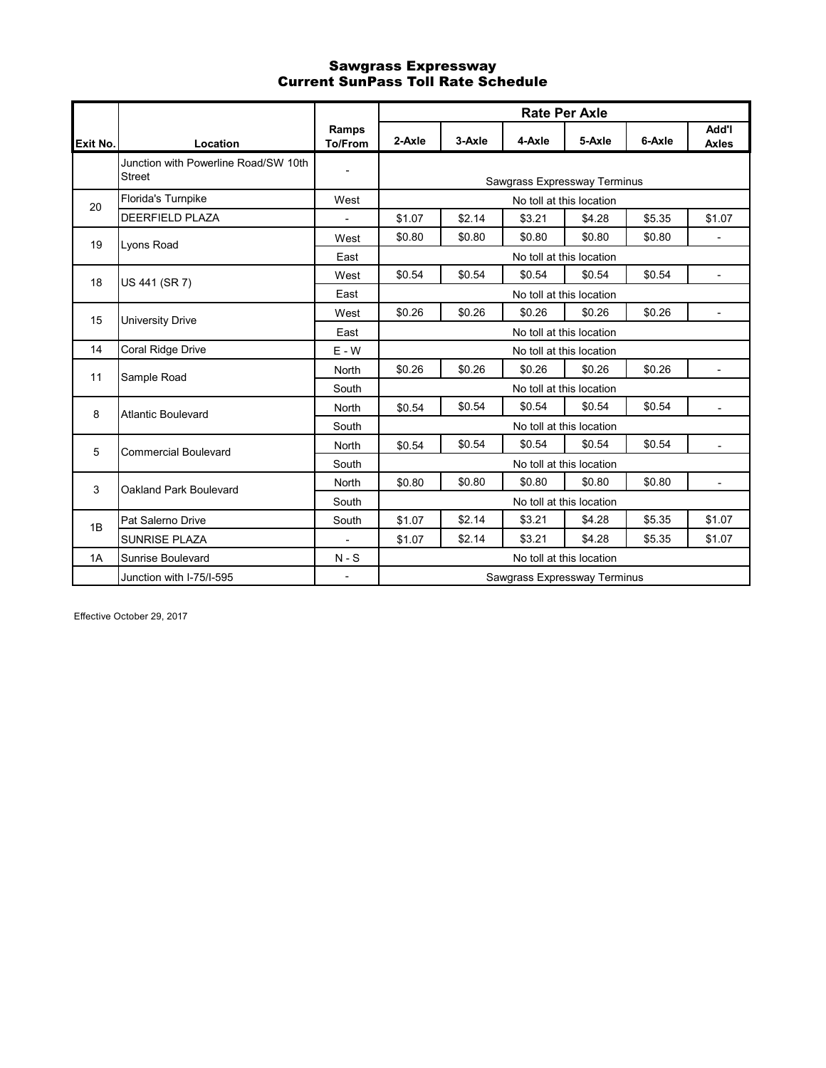# Sawgrass Expressway
## Current SunPass Toll Rate Schedule

| Exit No. | Location | Ramps To/From | Rate Per Axle | | | | | |
|---|---|---|---|---|---|---|---|---|
| | | | 2-Axle | 3-Axle | 4-Axle | 5-Axle | 6-Axle | Add'l Axles |
| | Junction with Powerline Road/SW 10th Street | - | Sawgrass Expressway Terminus | | | | | |
| 20 | Florida's Turnpike | West | No toll at this location | | | | | |
| | DEERFIELD PLAZA | - | $1.07 | $2.14 | $3.21 | $4.28 | $5.35 | $1.07 |
| 19 | Lyons Road | West | $0.80 | $0.80 | $0.80 | $0.80 | $0.80 | - |
| | | East | No toll at this location | | | | | |
| 18 | US 441 (SR 7) | West | $0.54 | $0.54 | $0.54 | $0.54 | $0.54 | - |
| | | East | No toll at this location | | | | | |
| 15 | University Drive | West | $0.26 | $0.26 | $0.26 | $0.26 | $0.26 | - |
| | | East | No toll at this location | | | | | |
| 14 | Coral Ridge Drive | E - W | No toll at this location | | | | | |
| 11 | Sample Road | North | $0.26 | $0.26 | $0.26 | $0.26 | $0.26 | - |
| | | South | No toll at this location | | | | | |
| 8 | Atlantic Boulevard | North | $0.54 | $0.54 | $0.54 | $0.54 | $0.54 | - |
| | | South | No toll at this location | | | | | |
| 5 | Commercial Boulevard | North | $0.54 | $0.54 | $0.54 | $0.54 | $0.54 | - |
| | | South | No toll at this location | | | | | |
| 3 | Oakland Park Boulevard | North | $0.80 | $0.80 | $0.80 | $0.80 | $0.80 | - |
| | | South | No toll at this location | | | | | |
| 1B | Pat Salerno Drive | South | $1.07 | $2.14 | $3.21 | $4.28 | $5.35 | $1.07 |
| | SUNRISE PLAZA | - | $1.07 | $2.14 | $3.21 | $4.28 | $5.35 | $1.07 |
| 1A | Sunrise Boulevard | N - S | No toll at this location | | | | | |
| | Junction with I-75/I-595 | - | Sawgrass Expressway Terminus | | | | | |

Effective October 29, 2017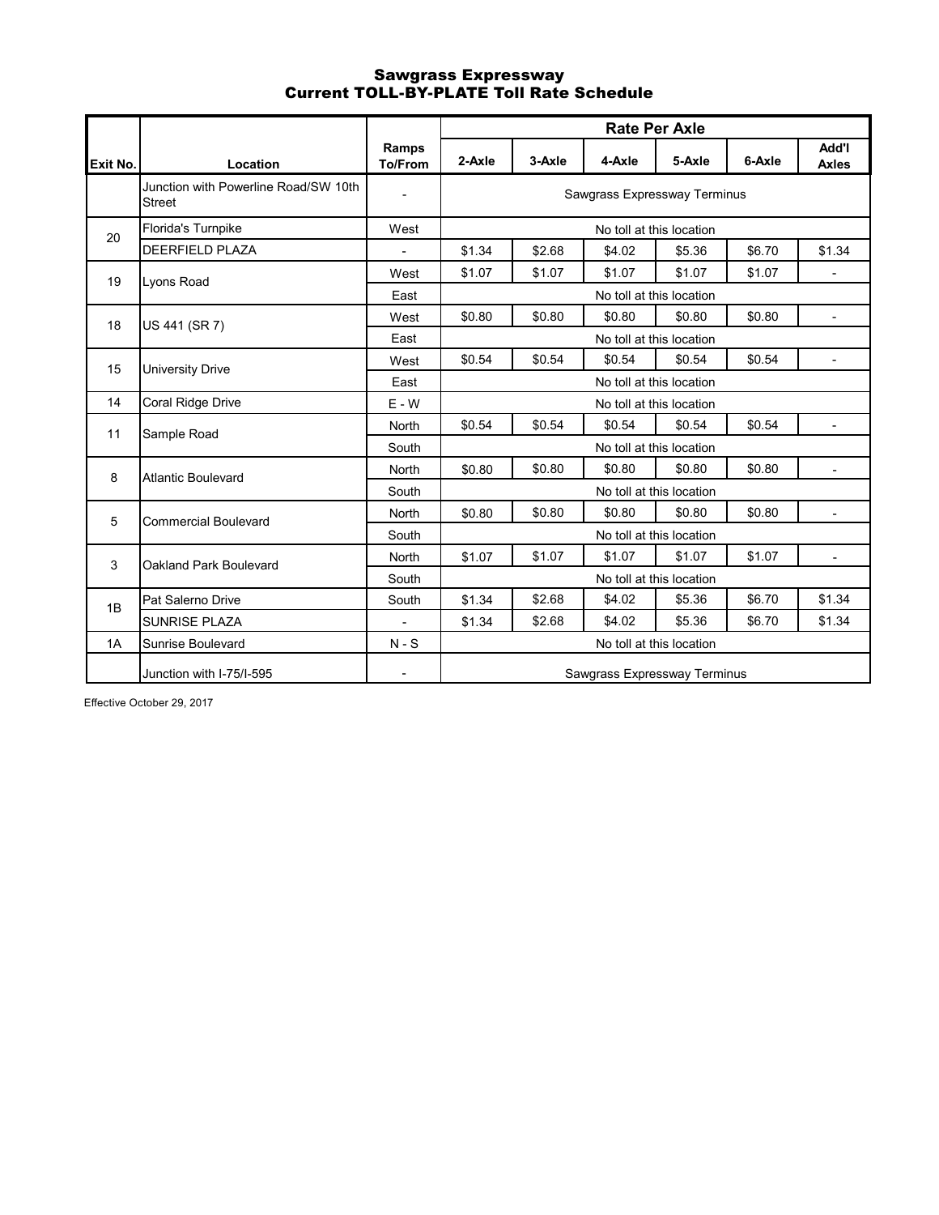# Sawgrass Expressway
## Current TOLL-BY-PLATE Toll Rate Schedule

| Exit No. | Location | Ramps To/From | Rate Per Axle | | | | | |
|---|---|---|---|---|---|---|---|---|
| | | | 2-Axle | 3-Axle | 4-Axle | 5-Axle | 6-Axle | Add'l Axles |
| | Junction with Powerline Road/SW 10th Street | - | Sawgrass Expressway Terminus | | | | | |
| 20 | Florida's Turnpike | West | No toll at this location | | | | | |
| | DEERFIELD PLAZA | - | $1.34 | $2.68 | $4.02 | $5.36 | $6.70 | $1.34 |
| 19 | Lyons Road | West | $1.07 | $1.07 | $1.07 | $1.07 | $1.07 | - |
| | | East | No toll at this location | | | | | |
| 18 | US 441 (SR 7) | West | $0.80 | $0.80 | $0.80 | $0.80 | $0.80 | - |
| | | East | No toll at this location | | | | | |
| 15 | University Drive | West | $0.54 | $0.54 | $0.54 | $0.54 | $0.54 | - |
| | | East | No toll at this location | | | | | |
| 14 | Coral Ridge Drive | E - W | No toll at this location | | | | | |
| 11 | Sample Road | North | $0.54 | $0.54 | $0.54 | $0.54 | $0.54 | - |
| | | South | No toll at this location | | | | | |
| 8 | Atlantic Boulevard | North | $0.80 | $0.80 | $0.80 | $0.80 | $0.80 | - |
| | | South | No toll at this location | | | | | |
| 5 | Commercial Boulevard | North | $0.80 | $0.80 | $0.80 | $0.80 | $0.80 | - |
| | | South | No toll at this location | | | | | |
| 3 | Oakland Park Boulevard | North | $1.07 | $1.07 | $1.07 | $1.07 | $1.07 | - |
| | | South | No toll at this location | | | | | |
| 1B | Pat Salerno Drive | South | $1.34 | $2.68 | $4.02 | $5.36 | $6.70 | $1.34 |
| | SUNRISE PLAZA | - | $1.34 | $2.68 | $4.02 | $5.36 | $6.70 | $1.34 |
| 1A | Sunrise Boulevard | N - S | No toll at this location | | | | | |
| | Junction with I-75/I-595 | - | Sawgrass Expressway Terminus | | | | | |

Effective October 29, 2017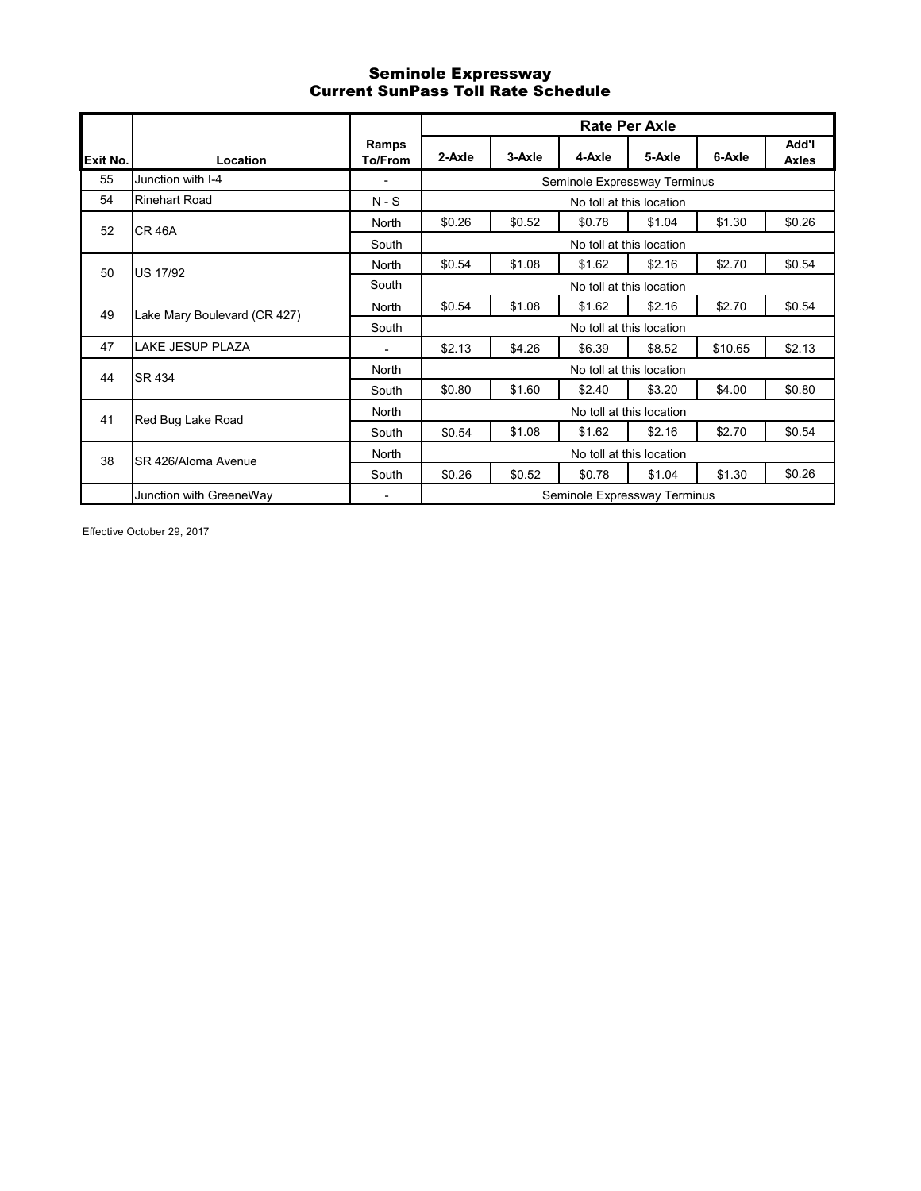# Seminole Expressway
## Current SunPass Toll Rate Schedule

| Exit No. | Location | Ramps To/From | Rate Per Axle | | | | | |
|---|---|---|---|---|---|---|---|---|
| | | | 2-Axle | 3-Axle | 4-Axle | 5-Axle | 6-Axle | Add'l Axles |
| 55 | Junction with I-4 | - | Seminole Expressway Terminus | | | | | |
| 54 | Rinehart Road | N - S | No toll at this location | | | | | |
| 52 | CR 46A | North | $0.26 | $0.52 | $0.78 | $1.04 | $1.30 | $0.26 |
| | | South | No toll at this location | | | | | |
| 50 | US 17/92 | North | $0.54 | $1.08 | $1.62 | $2.16 | $2.70 | $0.54 |
| | | South | No toll at this location | | | | | |
| 49 | Lake Mary Boulevard (CR 427) | North | $0.54 | $1.08 | $1.62 | $2.16 | $2.70 | $0.54 |
| | | South | No toll at this location | | | | | |
| 47 | LAKE JESUP PLAZA | - | $2.13 | $4.26 | $6.39 | $8.52 | $10.65 | $2.13 |
| 44 | SR 434 | North | No toll at this location | | | | | |
| | | South | $0.80 | $1.60 | $2.40 | $3.20 | $4.00 | $0.80 |
| 41 | Red Bug Lake Road | North | No toll at this location | | | | | |
| | | South | $0.54 | $1.08 | $1.62 | $2.16 | $2.70 | $0.54 |
| 38 | SR 426/Aloma Avenue | North | No toll at this location | | | | | |
| | | South | $0.26 | $0.52 | $0.78 | $1.04 | $1.30 | $0.26 |
| | Junction with GreeneWay | - | Seminole Expressway Terminus | | | | | |

Effective October 29, 2017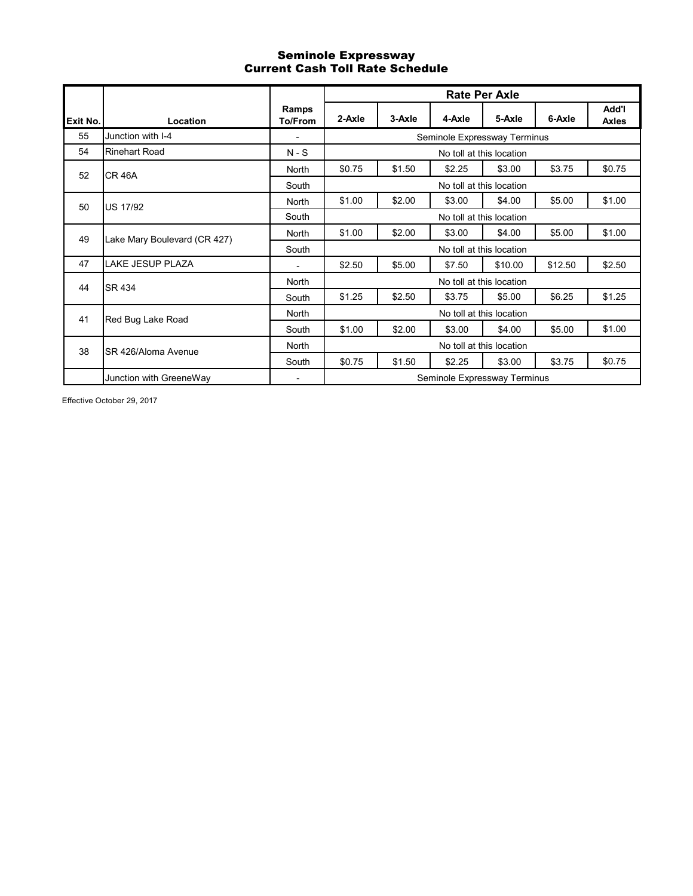# Seminole Expressway
## Current Cash Toll Rate Schedule

| Exit No. | Location | Ramps To/From | Rate Per Axle | | | | | |
|---|---|---|---|---|---|---|---|---|
| | | | 2-Axle | 3-Axle | 4-Axle | 5-Axle | 6-Axle | Add'l Axles |
| 55 | Junction with I-4 | - | Seminole Expressway Terminus | | | | | |
| 54 | Rinehart Road | N - S | No toll at this location | | | | | |
| 52 | CR 46A | North | $0.75 | $1.50 | $2.25 | $3.00 | $3.75 | $0.75 |
| | | South | No toll at this location | | | | | |
| 50 | US 17/92 | North | $1.00 | $2.00 | $3.00 | $4.00 | $5.00 | $1.00 |
| | | South | No toll at this location | | | | | |
| 49 | Lake Mary Boulevard (CR 427) | North | $1.00 | $2.00 | $3.00 | $4.00 | $5.00 | $1.00 |
| | | South | No toll at this location | | | | | |
| 47 | LAKE JESUP PLAZA | - | $2.50 | $5.00 | $7.50 | $10.00 | $12.50 | $2.50 |
| 44 | SR 434 | North | No toll at this location | | | | | |
| | | South | $1.25 | $2.50 | $3.75 | $5.00 | $6.25 | $1.25 |
| 41 | Red Bug Lake Road | North | No toll at this location | | | | | |
| | | South | $1.00 | $2.00 | $3.00 | $4.00 | $5.00 | $1.00 |
| 38 | SR 426/Aloma Avenue | North | No toll at this location | | | | | |
| | | South | $0.75 | $1.50 | $2.25 | $3.00 | $3.75 | $0.75 |
| | Junction with GreeneWay | - | Seminole Expressway Terminus | | | | | |

Effective October 29, 2017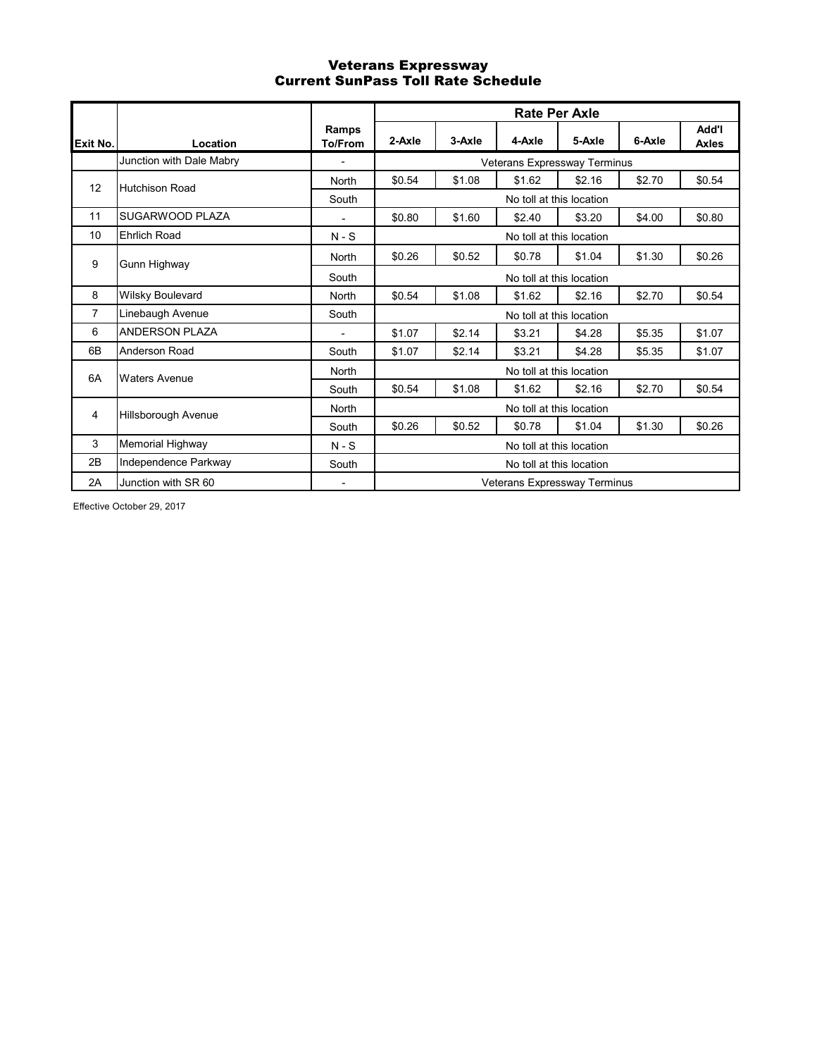## Veterans Expressway
## Current SunPass Toll Rate Schedule

| Exit No. | Location | Ramps To/From | Rate Per Axle | | | | | |
|---|---|---|---|---|---|---|---|---|
| | | | 2-Axle | 3-Axle | 4-Axle | 5-Axle | 6-Axle | Add'l Axles |
| | Junction with Dale Mabry | - | Veterans Expressway Terminus | | | | | |
| 12 | Hutchison Road | North | $0.54 | $1.08 | $1.62 | $2.16 | $2.70 | $0.54 |
| | | South | No toll at this location | | | | | |
| 11 | SUGARWOOD PLAZA | - | $0.80 | $1.60 | $2.40 | $3.20 | $4.00 | $0.80 |
| 10 | Ehrlich Road | N - S | No toll at this location | | | | | |
| 9 | Gunn Highway | North | $0.26 | $0.52 | $0.78 | $1.04 | $1.30 | $0.26 |
| | | South | No toll at this location | | | | | |
| 8 | Wilsky Boulevard | North | $0.54 | $1.08 | $1.62 | $2.16 | $2.70 | $0.54 |
| 7 | Linebaugh Avenue | South | No toll at this location | | | | | |
| 6 | ANDERSON PLAZA | - | $1.07 | $2.14 | $3.21 | $4.28 | $5.35 | $1.07 |
| 6B | Anderson Road | South | $1.07 | $2.14 | $3.21 | $4.28 | $5.35 | $1.07 |
| 6A | Waters Avenue | North | No toll at this location | | | | | |
| | | South | $0.54 | $1.08 | $1.62 | $2.16 | $2.70 | $0.54 |
| 4 | Hillsborough Avenue | North | No toll at this location | | | | | |
| | | South | $0.26 | $0.52 | $0.78 | $1.04 | $1.30 | $0.26 |
| 3 | Memorial Highway | N - S | No toll at this location | | | | | |
| 2B | Independence Parkway | South | No toll at this location | | | | | |
| 2A | Junction with SR 60 | - | Veterans Expressway Terminus | | | | | |

Effective October 29, 2017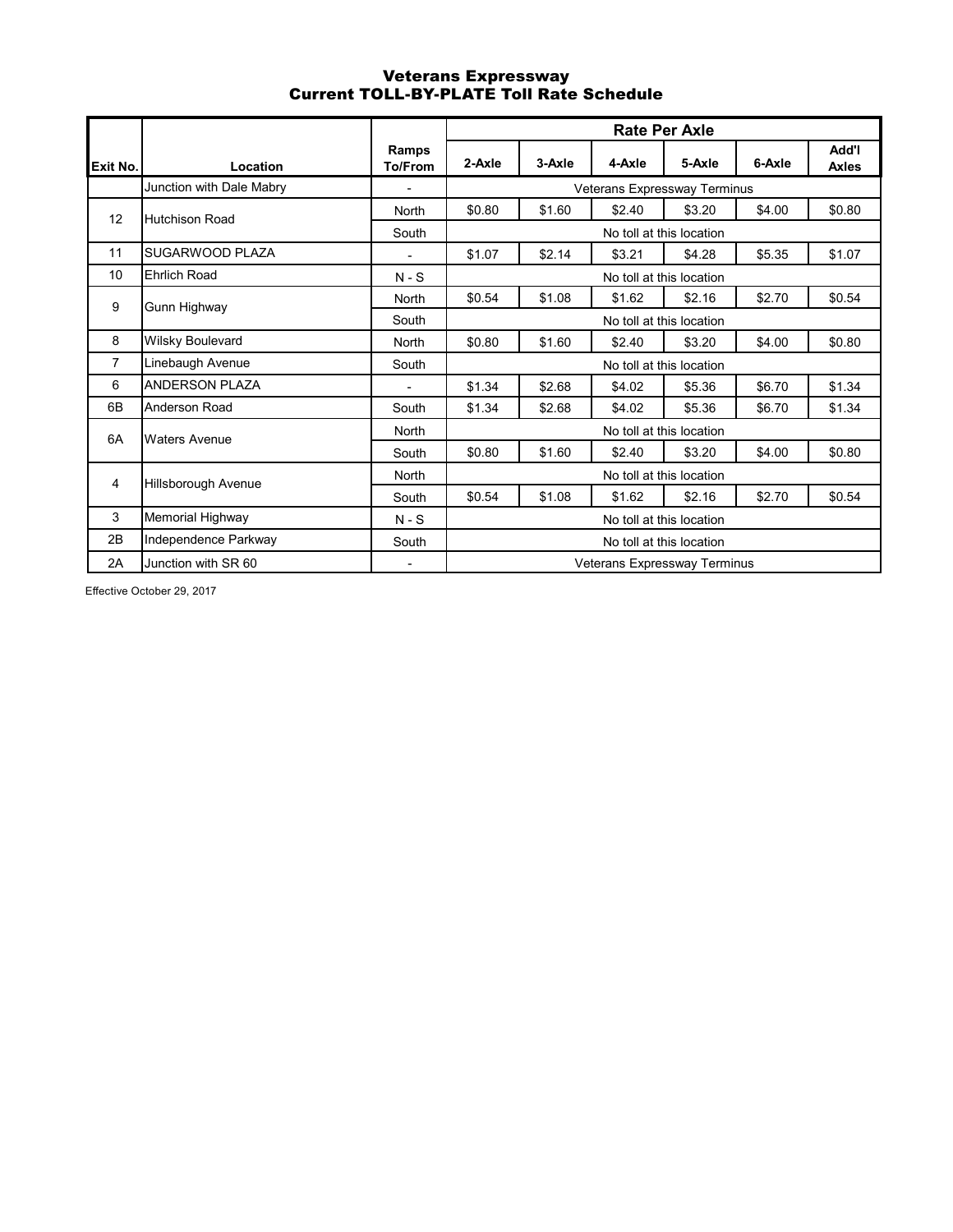# Veterans Expressway
## Current TOLL-BY-PLATE Toll Rate Schedule

| Exit No. | Location | Ramps To/From | Rate Per Axle | | | | | |
|---|---|---|---|---|---|---|---|---|
| | | | 2-Axle | 3-Axle | 4-Axle | 5-Axle | 6-Axle | Add'l Axles |
| | Junction with Dale Mabry | - | Veterans Expressway Terminus | | | | | |
| 12 | Hutchison Road | North | $0.80 | $1.60 | $2.40 | $3.20 | $4.00 | $0.80 |
| | | South | No toll at this location | | | | | |
| 11 | SUGARWOOD PLAZA | - | $1.07 | $2.14 | $3.21 | $4.28 | $5.35 | $1.07 |
| 10 | Ehrlich Road | N - S | No toll at this location | | | | | |
| 9 | Gunn Highway | North | $0.54 | $1.08 | $1.62 | $2.16 | $2.70 | $0.54 |
| | | South | No toll at this location | | | | | |
| 8 | Wilsky Boulevard | North | $0.80 | $1.60 | $2.40 | $3.20 | $4.00 | $0.80 |
| 7 | Linebaugh Avenue | South | No toll at this location | | | | | |
| 6 | ANDERSON PLAZA | - | $1.34 | $2.68 | $4.02 | $5.36 | $6.70 | $1.34 |
| 6B | Anderson Road | South | $1.34 | $2.68 | $4.02 | $5.36 | $6.70 | $1.34 |
| 6A | Waters Avenue | North | No toll at this location | | | | | |
| | | South | $0.80 | $1.60 | $2.40 | $3.20 | $4.00 | $0.80 |
| 4 | Hillsborough Avenue | North | No toll at this location | | | | | |
| | | South | $0.54 | $1.08 | $1.62 | $2.16 | $2.70 | $0.54 |
| 3 | Memorial Highway | N - S | No toll at this location | | | | | |
| 2B | Independence Parkway | South | No toll at this location | | | | | |
| 2A | Junction with SR 60 | - | Veterans Expressway Terminus | | | | | |

Effective October 29, 2017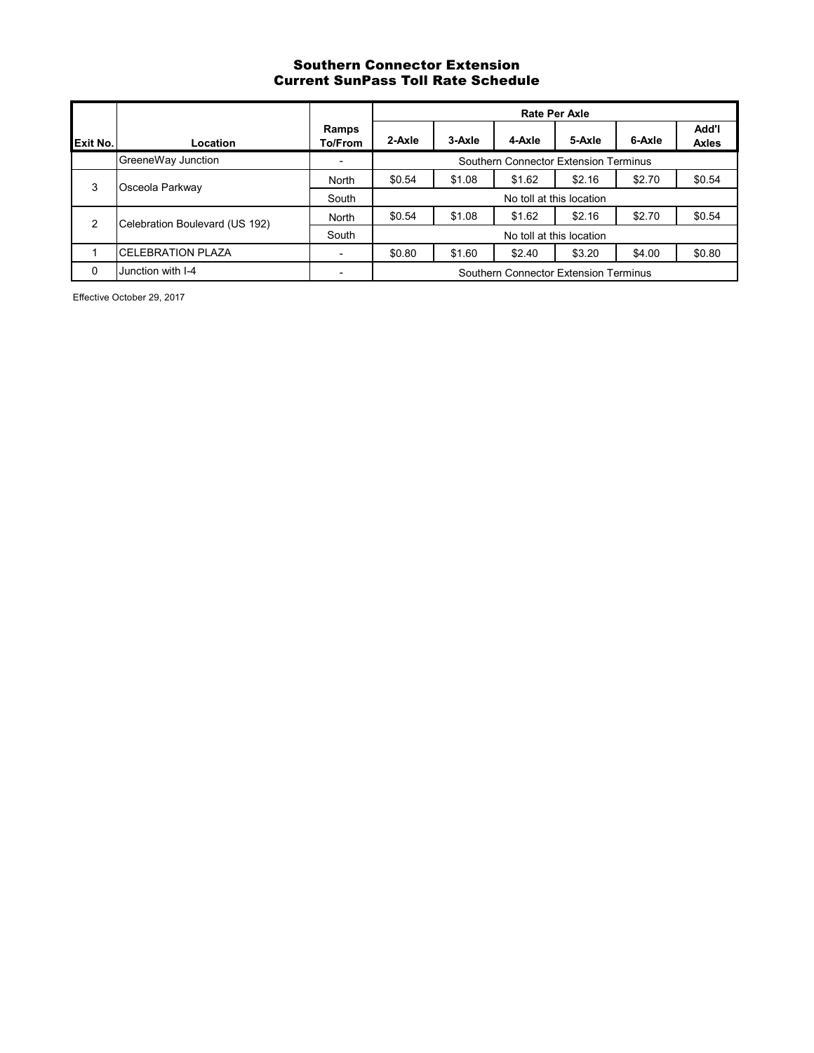## Southern Connector Extension
## Current SunPass Toll Rate Schedule

| Exit No. | Location | Ramps To/From | Rate Per Axle | | | | | |
|---|---|---|---|---|---|---|---|---|
| | | | 2-Axle | 3-Axle | 4-Axle | 5-Axle | 6-Axle | Add'l Axles |
| | GreeneWay Junction | - | Southern Connector Extension Terminus | | | | | |
| 3 | Osceola Parkway | North | $0.54 | $1.08 | $1.62 | $2.16 | $2.70 | $0.54 |
| | | South | No toll at this location | | | | | |
| 2 | Celebration Boulevard (US 192) | North | $0.54 | $1.08 | $1.62 | $2.16 | $2.70 | $0.54 |
| | | South | No toll at this location | | | | | |
| 1 | CELEBRATION PLAZA | - | $0.80 | $1.60 | $2.40 | $3.20 | $4.00 | $0.80 |
| 0 | Junction with I-4 | - | Southern Connector Extension Terminus | | | | | |

Effective October 29, 2017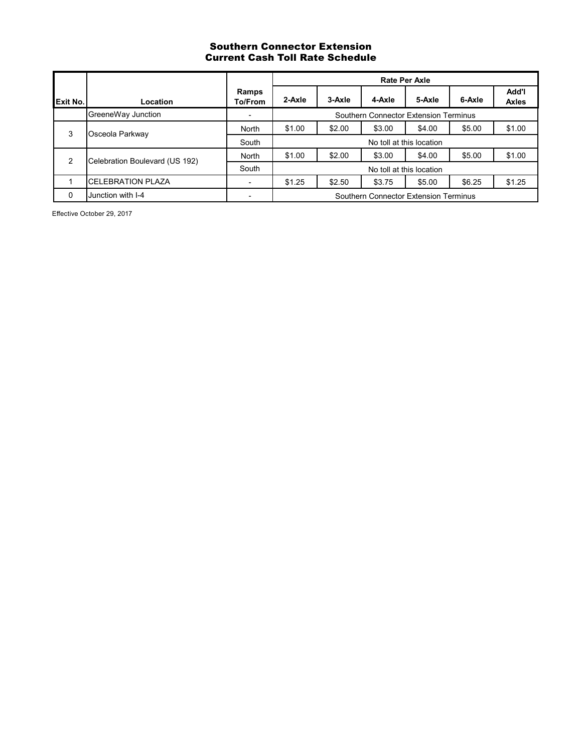# Southern Connector Extension
## Current Cash Toll Rate Schedule

| Exit No. | Location | Ramps To/From | Rate Per Axle | | | | | |
|---|---|---|---|---|---|---|---|---|
| | | | 2-Axle | 3-Axle | 4-Axle | 5-Axle | 6-Axle | Add'l Axles |
| | GreeneWay Junction | - | Southern Connector Extension Terminus | | | | | |
| 3 | Osceola Parkway | North | $1.00 | $2.00 | $3.00 | $4.00 | $5.00 | $1.00 |
| | | South | No toll at this location | | | | | |
| 2 | Celebration Boulevard (US 192) | North | $1.00 | $2.00 | $3.00 | $4.00 | $5.00 | $1.00 |
| | | South | No toll at this location | | | | | |
| 1 | CELEBRATION PLAZA | - | $1.25 | $2.50 | $3.75 | $5.00 | $6.25 | $1.25 |
| 0 | Junction with I-4 | - | Southern Connector Extension Terminus | | | | | |

Effective October 29, 2017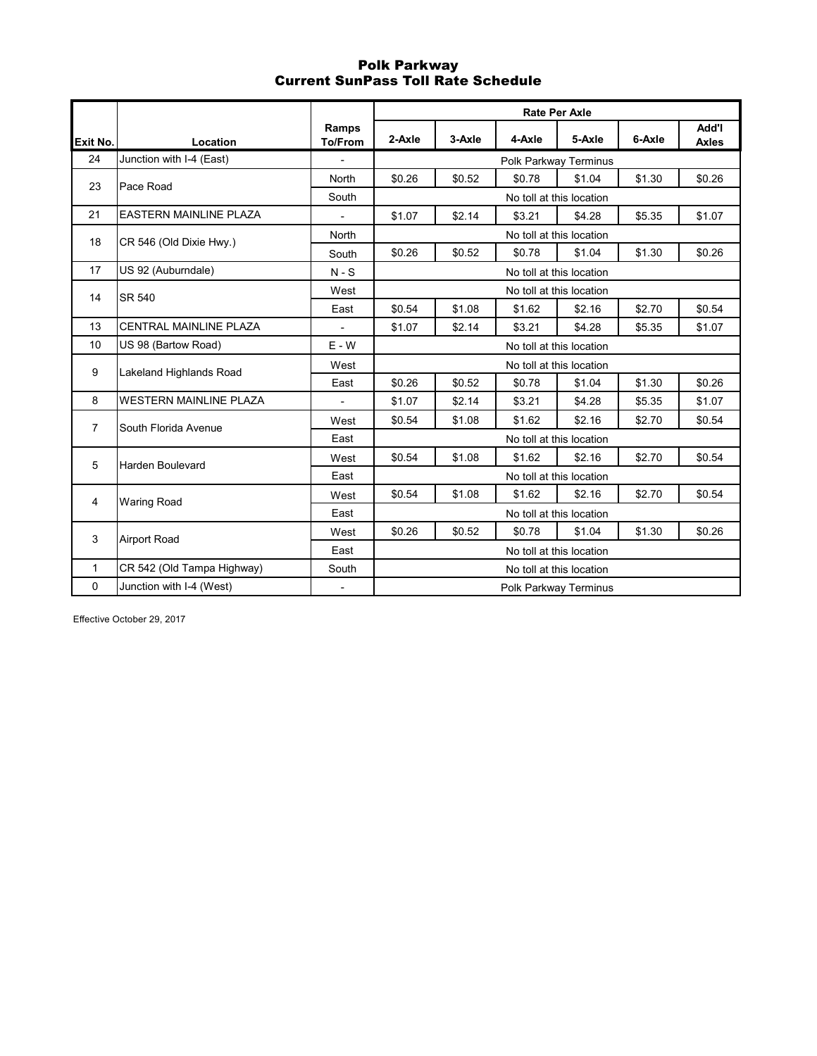# Polk Parkway
## Current SunPass Toll Rate Schedule

| Exit No. | Location | Ramps To/From | Rate Per Axle 2-Axle | 3-Axle | 4-Axle | 5-Axle | 6-Axle | Add'l Axles |
|---|---|---|---|---|---|---|---|---|
| 24 | Junction with I-4 (East) | - | Polk Parkway Terminus | | | | | |
| 23 | Pace Road | North | $0.26 | $0.52 | $0.78 | $1.04 | $1.30 | $0.26 |
| | | South | No toll at this location | | | | | |
| 21 | EASTERN MAINLINE PLAZA | - | $1.07 | $2.14 | $3.21 | $4.28 | $5.35 | $1.07 |
| 18 | CR 546 (Old Dixie Hwy.) | North | No toll at this location | | | | | |
| | | South | $0.26 | $0.52 | $0.78 | $1.04 | $1.30 | $0.26 |
| 17 | US 92 (Auburndale) | N - S | No toll at this location | | | | | |
| 14 | SR 540 | West | No toll at this location | | | | | |
| | | East | $0.54 | $1.08 | $1.62 | $2.16 | $2.70 | $0.54 |
| 13 | CENTRAL MAINLINE PLAZA | - | $1.07 | $2.14 | $3.21 | $4.28 | $5.35 | $1.07 |
| 10 | US 98 (Bartow Road) | E - W | No toll at this location | | | | | |
| 9 | Lakeland Highlands Road | West | No toll at this location | | | | | |
| | | East | $0.26 | $0.52 | $0.78 | $1.04 | $1.30 | $0.26 |
| 8 | WESTERN MAINLINE PLAZA | - | $1.07 | $2.14 | $3.21 | $4.28 | $5.35 | $1.07 |
| 7 | South Florida Avenue | West | $0.54 | $1.08 | $1.62 | $2.16 | $2.70 | $0.54 |
| | | East | No toll at this location | | | | | |
| 5 | Harden Boulevard | West | $0.54 | $1.08 | $1.62 | $2.16 | $2.70 | $0.54 |
| | | East | No toll at this location | | | | | |
| 4 | Waring Road | West | $0.54 | $1.08 | $1.62 | $2.16 | $2.70 | $0.54 |
| | | East | No toll at this location | | | | | |
| 3 | Airport Road | West | $0.26 | $0.52 | $0.78 | $1.04 | $1.30 | $0.26 |
| | | East | No toll at this location | | | | | |
| 1 | CR 542 (Old Tampa Highway) | South | No toll at this location | | | | | |
| 0 | Junction with I-4 (West) | - | Polk Parkway Terminus | | | | | |

Effective October 29, 2017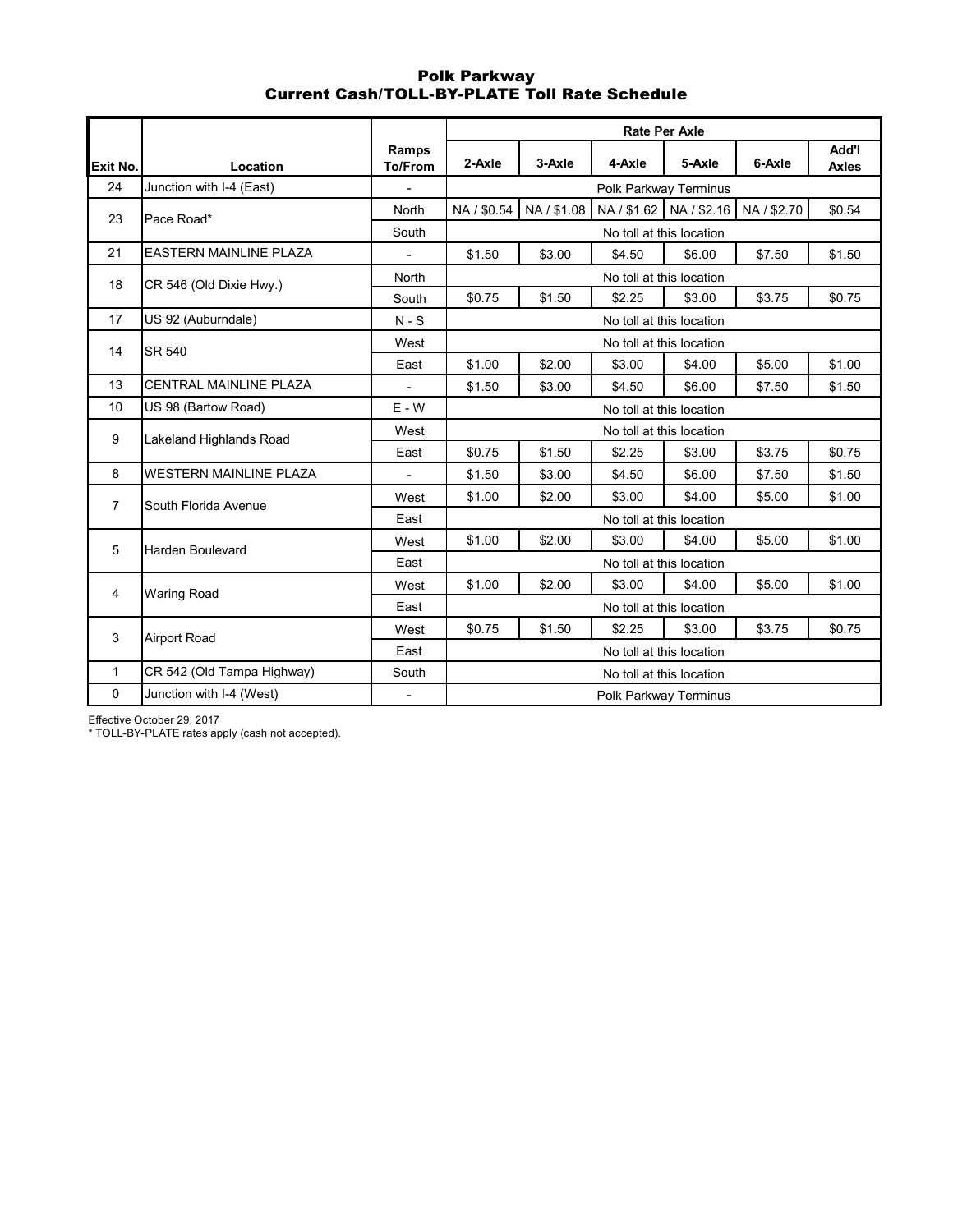# Polk Parkway
## Current Cash/TOLL-BY-PLATE Toll Rate Schedule

| Exit No. | Location | Ramps To/From | Rate Per Axle | | | | | |
|---|---|---|---|---|---|---|---|---|
| | | | 2-Axle | 3-Axle | 4-Axle | 5-Axle | 6-Axle | Add'l Axles |
| 24 | Junction with I-4 (East) | - | Polk Parkway Terminus | | | | | |
| 23 | Pace Road* | North | NA / $0.54 | NA / $1.08 | NA / $1.62 | NA / $2.16 | NA / $2.70 | $0.54 |
| | | South | No toll at this location | | | | | |
| 21 | EASTERN MAINLINE PLAZA | - | $1.50 | $3.00 | $4.50 | $6.00 | $7.50 | $1.50 |
| 18 | CR 546 (Old Dixie Hwy.) | North | No toll at this location | | | | | |
| | | South | $0.75 | $1.50 | $2.25 | $3.00 | $3.75 | $0.75 |
| 17 | US 92 (Auburndale) | N - S | No toll at this location | | | | | |
| 14 | SR 540 | West | No toll at this location | | | | | |
| | | East | $1.00 | $2.00 | $3.00 | $4.00 | $5.00 | $1.00 |
| 13 | CENTRAL MAINLINE PLAZA | - | $1.50 | $3.00 | $4.50 | $6.00 | $7.50 | $1.50 |
| 10 | US 98 (Bartow Road) | E - W | No toll at this location | | | | | |
| 9 | Lakeland Highlands Road | West | No toll at this location | | | | | |
| | | East | $0.75 | $1.50 | $2.25 | $3.00 | $3.75 | $0.75 |
| 8 | WESTERN MAINLINE PLAZA | - | $1.50 | $3.00 | $4.50 | $6.00 | $7.50 | $1.50 |
| 7 | South Florida Avenue | West | $1.00 | $2.00 | $3.00 | $4.00 | $5.00 | $1.00 |
| | | East | No toll at this location | | | | | |
| 5 | Harden Boulevard | West | $1.00 | $2.00 | $3.00 | $4.00 | $5.00 | $1.00 |
| | | East | No toll at this location | | | | | |
| 4 | Waring Road | West | $1.00 | $2.00 | $3.00 | $4.00 | $5.00 | $1.00 |
| | | East | No toll at this location | | | | | |
| 3 | Airport Road | West | $0.75 | $1.50 | $2.25 | $3.00 | $3.75 | $0.75 |
| | | East | No toll at this location | | | | | |
| 1 | CR 542 (Old Tampa Highway) | South | No toll at this location | | | | | |
| 0 | Junction with I-4 (West) | - | Polk Parkway Terminus | | | | | |

Effective October 29, 2017

* TOLL-BY-PLATE rates apply (cash not accepted).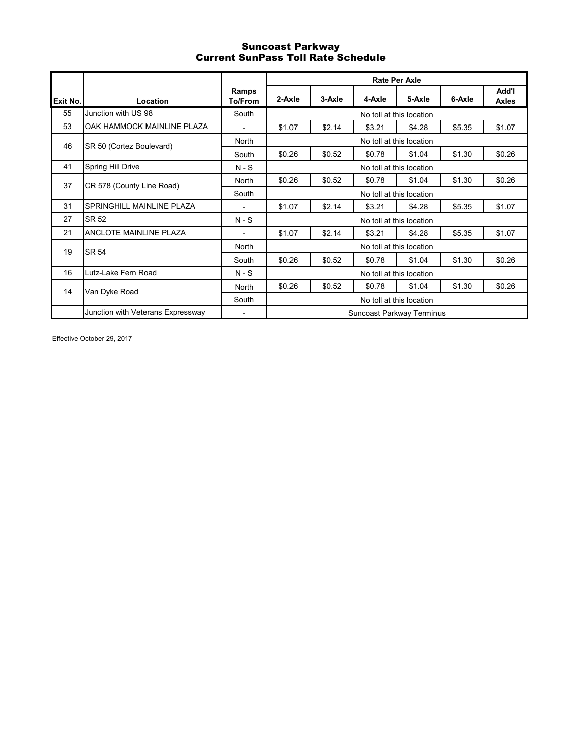# Suncoast Parkway
## Current SunPass Toll Rate Schedule

| Exit No. | Location | Ramps To/From | Rate Per Axle | | | | | |
|---|---|---|---|---|---|---|---|---|
| | | | 2-Axle | 3-Axle | 4-Axle | 5-Axle | 6-Axle | Add'l Axles |
| 55 | Junction with US 98 | South | No toll at this location | | | | | |
| 53 | OAK HAMMOCK MAINLINE PLAZA | - | $1.07 | $2.14 | $3.21 | $4.28 | $5.35 | $1.07 |
| 46 | SR 50 (Cortez Boulevard) | North | No toll at this location | | | | | |
| | | South | $0.26 | $0.52 | $0.78 | $1.04 | $1.30 | $0.26 |
| 41 | Spring Hill Drive | N - S | No toll at this location | | | | | |
| 37 | CR 578 (County Line Road) | North | $0.26 | $0.52 | $0.78 | $1.04 | $1.30 | $0.26 |
| | | South | No toll at this location | | | | | |
| 31 | SPRINGHILL MAINLINE PLAZA | - | $1.07 | $2.14 | $3.21 | $4.28 | $5.35 | $1.07 |
| 27 | SR 52 | N - S | No toll at this location | | | | | |
| 21 | ANCLOTE MAINLINE PLAZA | - | $1.07 | $2.14 | $3.21 | $4.28 | $5.35 | $1.07 |
| 19 | SR 54 | North | No toll at this location | | | | | |
| | | South | $0.26 | $0.52 | $0.78 | $1.04 | $1.30 | $0.26 |
| 16 | Lutz-Lake Fern Road | N - S | No toll at this location | | | | | |
| 14 | Van Dyke Road | North | $0.26 | $0.52 | $0.78 | $1.04 | $1.30 | $0.26 |
| | | South | No toll at this location | | | | | |
| | Junction with Veterans Expressway | - | Suncoast Parkway Terminus | | | | | |

Effective October 29, 2017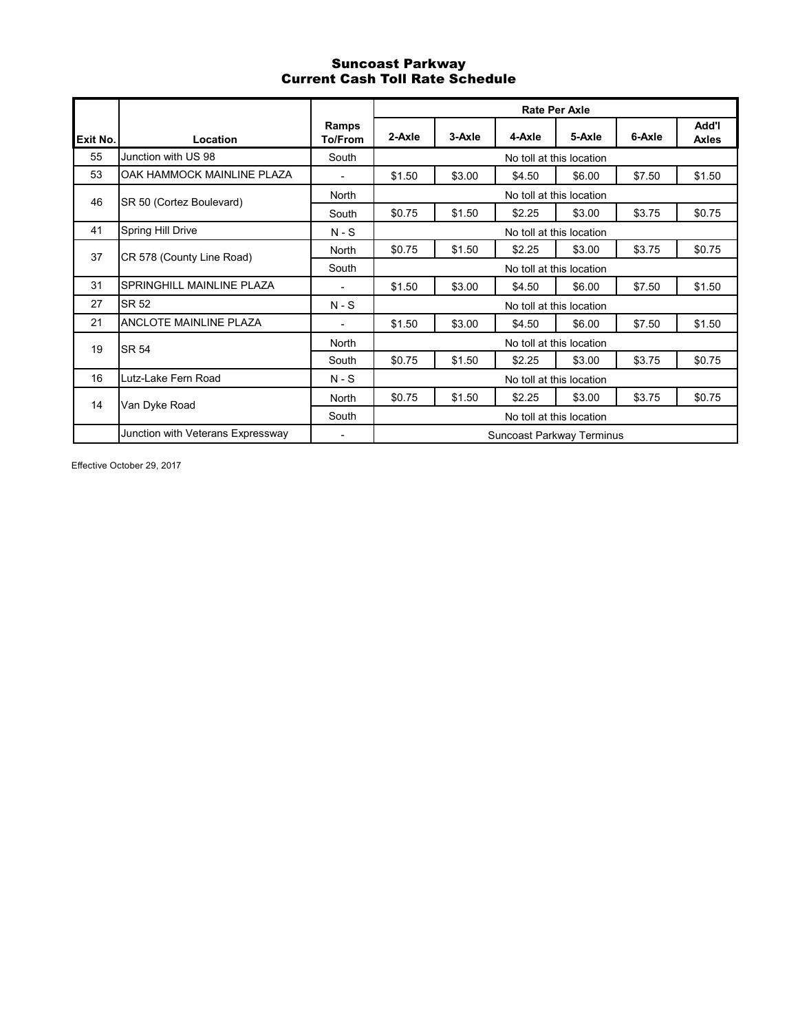# Suncoast Parkway
## Current Cash Toll Rate Schedule

| Exit No. | Location | Ramps To/From | Rate Per Axle | | | | | |
|---|---|---|---|---|---|---|---|---|
| | | | 2-Axle | 3-Axle | 4-Axle | 5-Axle | 6-Axle | Add'l Axles |
| 55 | Junction with US 98 | South | No toll at this location | | | | | |
| 53 | OAK HAMMOCK MAINLINE PLAZA | - | $1.50 | $3.00 | $4.50 | $6.00 | $7.50 | $1.50 |
| 46 | SR 50 (Cortez Boulevard) | North | No toll at this location | | | | | |
| | | South | $0.75 | $1.50 | $2.25 | $3.00 | $3.75 | $0.75 |
| 41 | Spring Hill Drive | N - S | No toll at this location | | | | | |
| 37 | CR 578 (County Line Road) | North | $0.75 | $1.50 | $2.25 | $3.00 | $3.75 | $0.75 |
| | | South | No toll at this location | | | | | |
| 31 | SPRINGHILL MAINLINE PLAZA | - | $1.50 | $3.00 | $4.50 | $6.00 | $7.50 | $1.50 |
| 27 | SR 52 | N - S | No toll at this location | | | | | |
| 21 | ANCLOTE MAINLINE PLAZA | - | $1.50 | $3.00 | $4.50 | $6.00 | $7.50 | $1.50 |
| 19 | SR 54 | North | No toll at this location | | | | | |
| | | South | $0.75 | $1.50 | $2.25 | $3.00 | $3.75 | $0.75 |
| 16 | Lutz-Lake Fern Road | N - S | No toll at this location | | | | | |
| 14 | Van Dyke Road | North | $0.75 | $1.50 | $2.25 | $3.00 | $3.75 | $0.75 |
| | | South | No toll at this location | | | | | |
| | Junction with Veterans Expressway | - | Suncoast Parkway Terminus | | | | | |

Effective October 29, 2017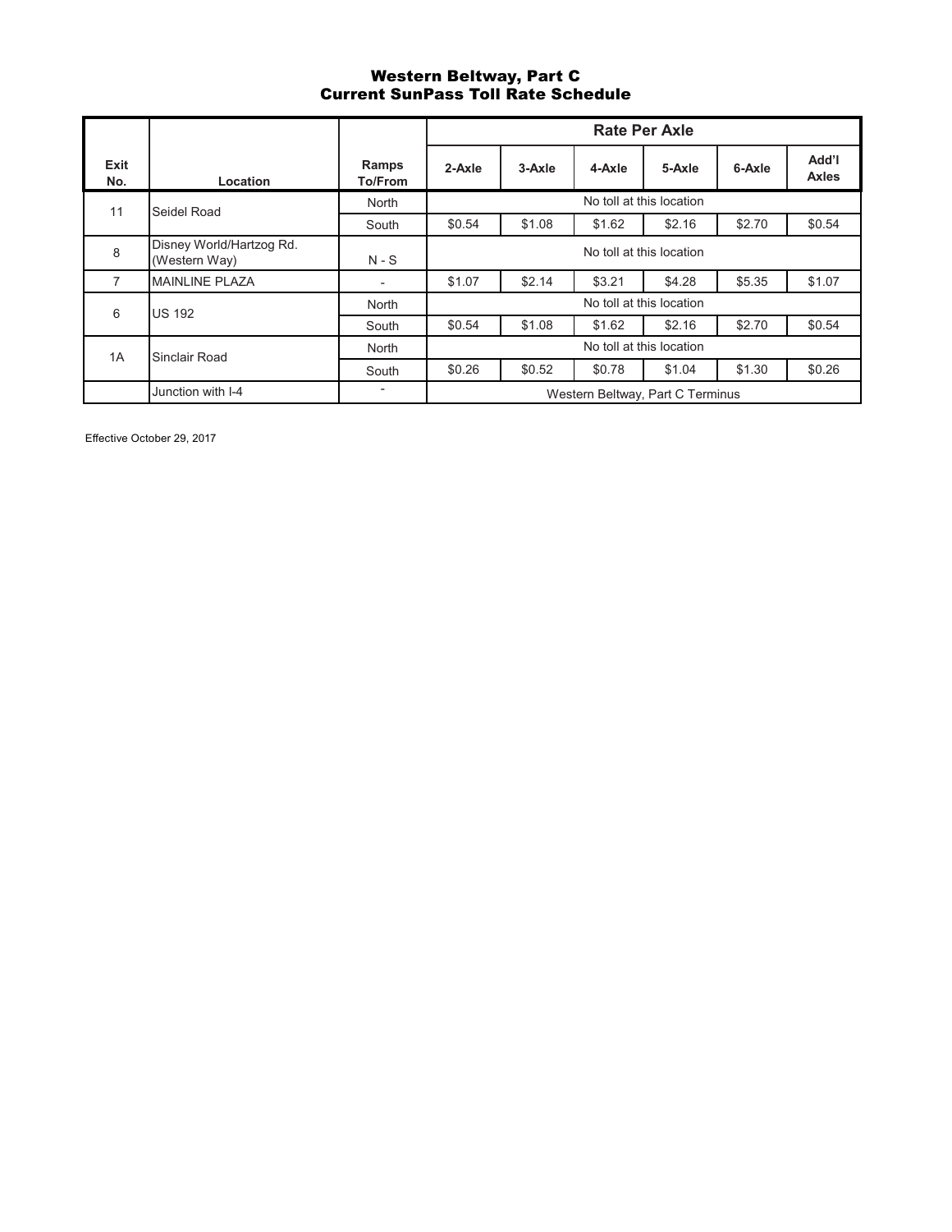# Western Beltway, Part C
## Current SunPass Toll Rate Schedule

| Exit No. | Location | Ramps To/From | Rate Per Axle | | | | | |
|---|---|---|---|---|---|---|---|---|
| | | | 2-Axle | 3-Axle | 4-Axle | 5-Axle | 6-Axle | Add'l Axles |
| 11 | Seidel Road | North | No toll at this location | | | | | |
| | | South | $0.54 | $1.08 | $1.62 | $2.16 | $2.70 | $0.54 |
| 8 | Disney World/Hartzog Rd. (Western Way) | N - S | No toll at this location | | | | | |
| 7 | MAINLINE PLAZA | - | $1.07 | $2.14 | $3.21 | $4.28 | $5.35 | $1.07 |
| 6 | US 192 | North | No toll at this location | | | | | |
| | | South | $0.54 | $1.08 | $1.62 | $2.16 | $2.70 | $0.54 |
| 1A | Sinclair Road | North | No toll at this location | | | | | |
| | | South | $0.26 | $0.52 | $0.78 | $1.04 | $1.30 | $0.26 |
| | Junction with I-4 | - | Western Beltway, Part C Terminus | | | | | |

Effective October 29, 2017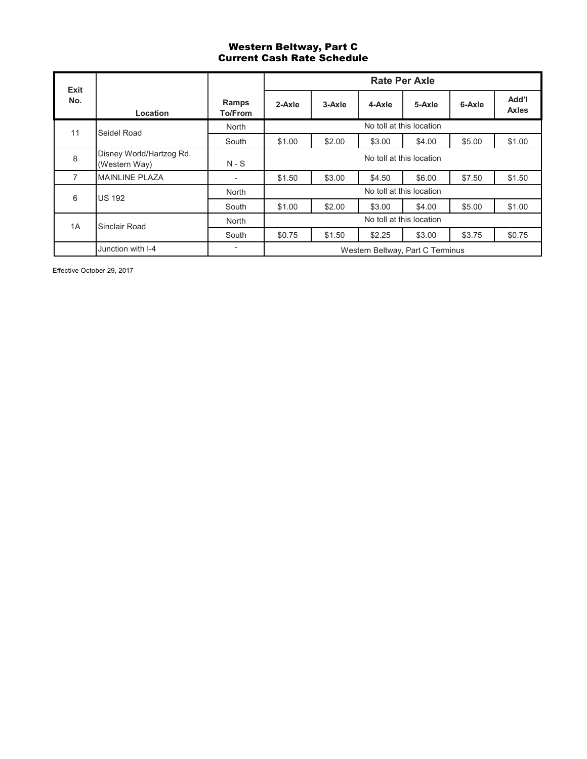# Western Beltway, Part C
## Current Cash Rate Schedule

| Exit No. | Location | Ramps To/From | Rate Per Axle | | | | | |
|---|---|---|---|---|---|---|---|---|
| | | | 2-Axle | 3-Axle | 4-Axle | 5-Axle | 6-Axle | Add'l Axles |
| 11 | Seidel Road | North | No toll at this location | | | | | |
| | | South | $1.00 | $2.00 | $3.00 | $4.00 | $5.00 | $1.00 |
| 8 | Disney World/Hartzog Rd. (Western Way) | N - S | No toll at this location | | | | | |
| 7 | MAINLINE PLAZA | - | $1.50 | $3.00 | $4.50 | $6.00 | $7.50 | $1.50 |
| 6 | US 192 | North | No toll at this location | | | | | |
| | | South | $1.00 | $2.00 | $3.00 | $4.00 | $5.00 | $1.00 |
| 1A | Sinclair Road | North | No toll at this location | | | | | |
| | | South | $0.75 | $1.50 | $2.25 | $3.00 | $3.75 | $0.75 |
| | Junction with I-4 | - | Western Beltway, Part C Terminus | | | | | |

Effective October 29, 2017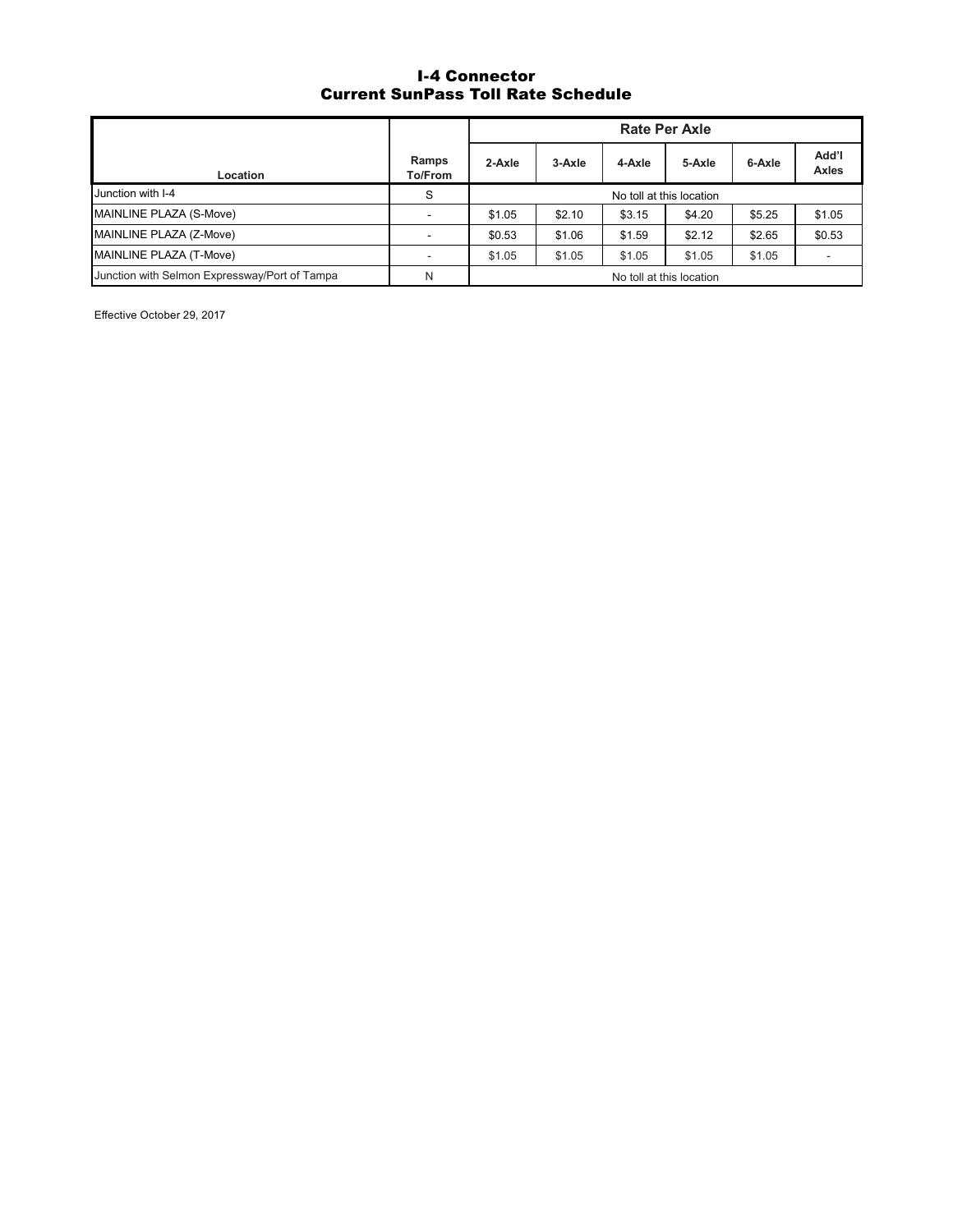# I-4 Connector
## Current SunPass Toll Rate Schedule

| Location | Ramps To/From | Rate Per Axle | | | | | |
|---|---|---|---|---|---|---|---|
| | | 2-Axle | 3-Axle | 4-Axle | 5-Axle | 6-Axle | Add'l Axles |
| Junction with I-4 | S | No toll at this location | | | | | |
| MAINLINE PLAZA (S-Move) | - | $1.05 | $2.10 | $3.15 | $4.20 | $5.25 | $1.05 |
| MAINLINE PLAZA (Z-Move) | - | $0.53 | $1.06 | $1.59 | $2.12 | $2.65 | $0.53 |
| MAINLINE PLAZA (T-Move) | - | $1.05 | $1.05 | $1.05 | $1.05 | $1.05 | - |
| Junction with Selmon Expressway/Port of Tampa | N | No toll at this location | | | | | |

Effective October 29, 2017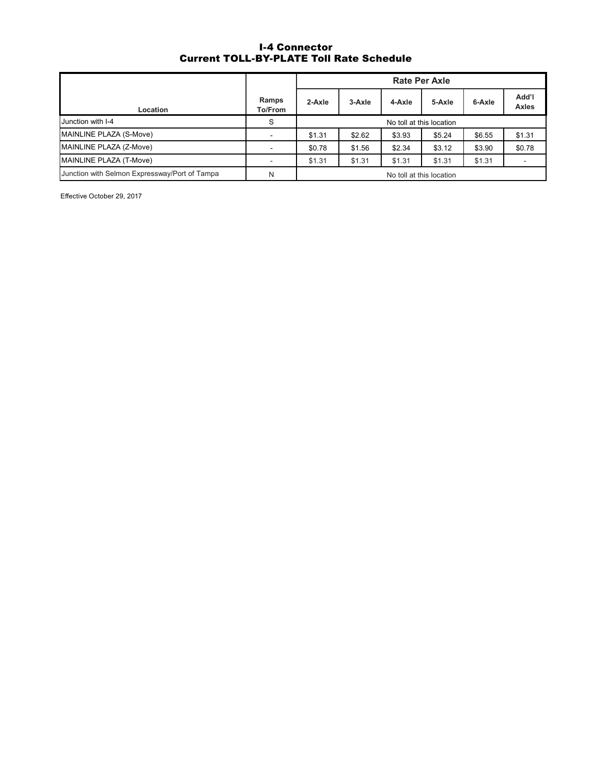# I-4 Connector
## Current TOLL-BY-PLATE Toll Rate Schedule

| Location | Ramps To/From | Rate Per Axle | | | | | |
|---|---|---|---|---|---|---|---|
| | | 2-Axle | 3-Axle | 4-Axle | 5-Axle | 6-Axle | Add'l Axles |
| Junction with I-4 | S | No toll at this location | | | | | |
| MAINLINE PLAZA (S-Move) | - | $1.31 | $2.62 | $3.93 | $5.24 | $6.55 | $1.31 |
| MAINLINE PLAZA (Z-Move) | - | $0.78 | $1.56 | $2.34 | $3.12 | $3.90 | $0.78 |
| MAINLINE PLAZA (T-Move) | - | $1.31 | $1.31 | $1.31 | $1.31 | $1.31 | - |
| Junction with Selmon Expressway/Port of Tampa | N | No toll at this location | | | | | |

Effective October 29, 2017